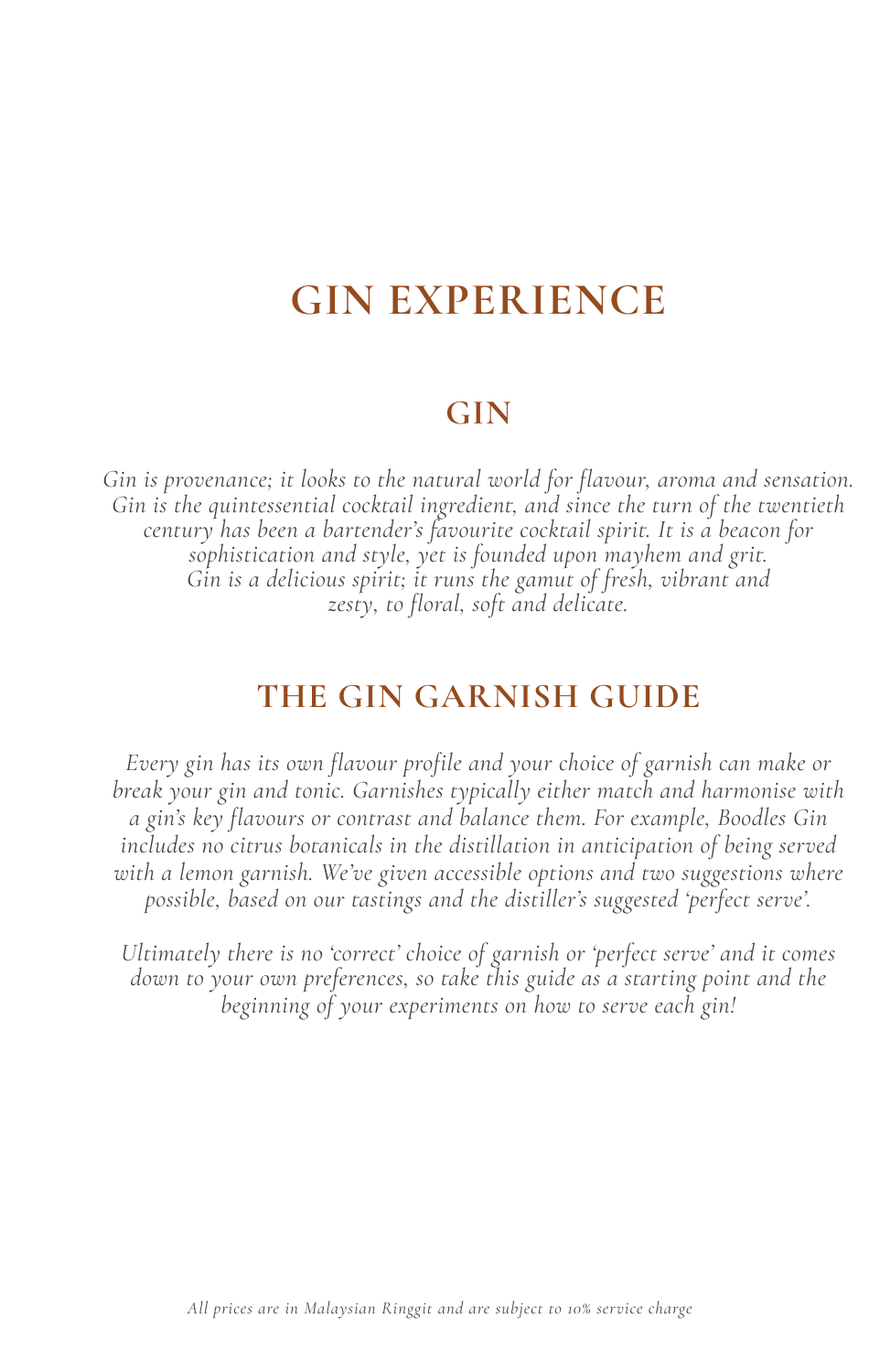# GIN EXPERIENCE

## GIN

*Gin is provenance; it looks to the natural world for flavour, aroma and sensation. Gin is the quintessential cocktail ingredient, and since the turn of the twentieth century has been a bartender's favourite cocktail spirit. It is a beacon for sophistication and style, yet is founded upon mayhem and grit. Gin is a delicious spirit; it runs the gamut of fresh, vibrant and zesty, to floral, soft and delicate.*

## THE GIN GARNISH GUIDE

*Every gin has its own flavour profile and your choice of garnish can make or break your gin and tonic. Garnishes typically either match and harmonise with a gin's key flavours or contrast and balance them. For example, Boodles Gin includes no citrus botanicals in the distillation in anticipation of being served with a lemon garnish. We've given accessible options and two suggestions where possible, based on our tastings and the distiller's suggested 'perfect serve'.*

*Ultimately there is no 'correct' choice of garnish or 'perfect serve' and it comes down to your own preferences, so take this guide as a starting point and the beginning of your experiments on how to serve each gin!*

*All prices are in Malaysian Ringgit and are subject to 10% service charge*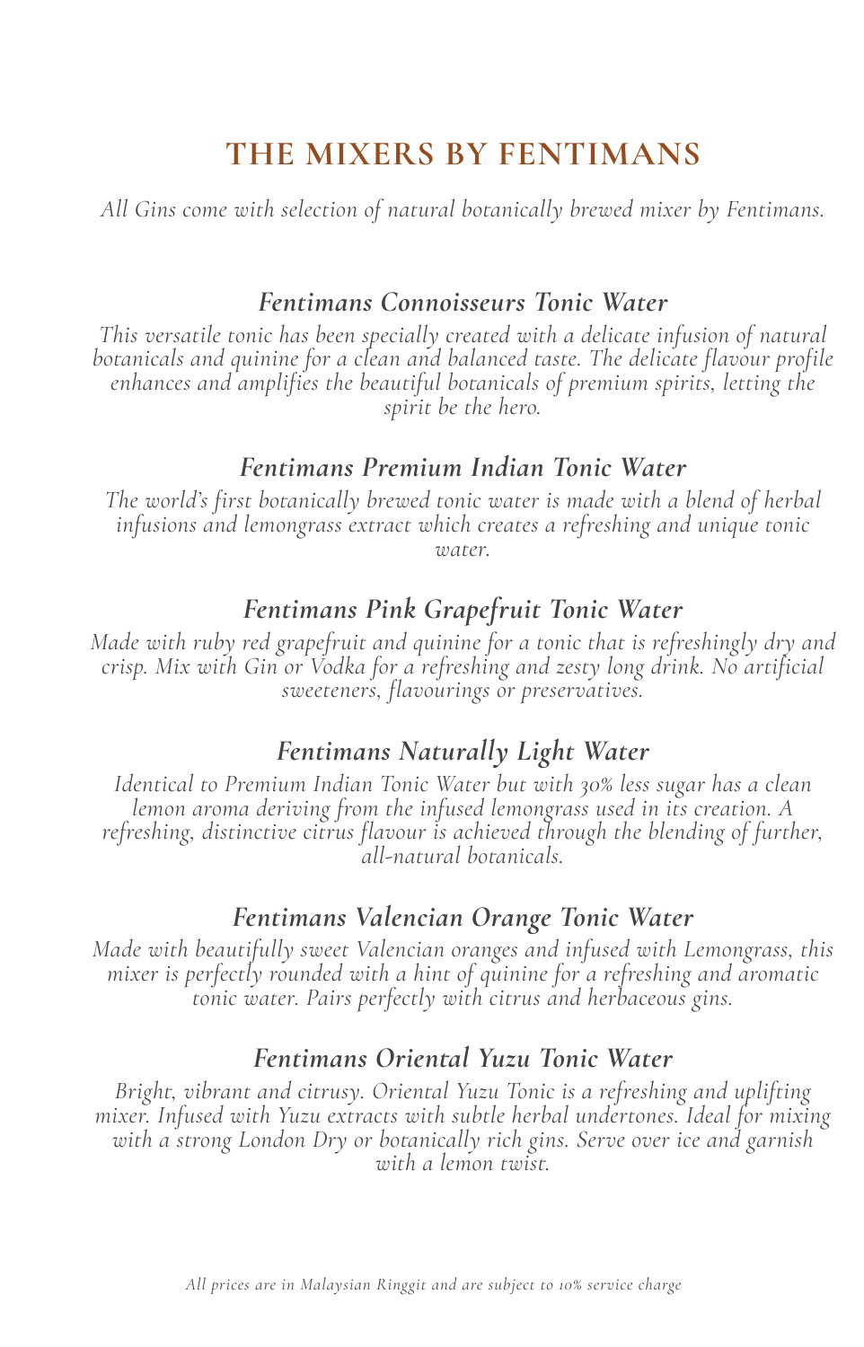# THE MIXERS BY FENTIMANS

*All Gins come with selection of natural botanically brewed mixer by Fentimans.*

### *Fentimans Connoisseurs Tonic Water*

*This versatile tonic has been specially created with a delicate infusion of natural botanicals and quinine for a clean and balanced taste. The delicate flavour profile enhances and amplifies the beautiful botanicals of premium spirits, letting the spirit be the hero.*

### *Fentimans Premium Indian Tonic Water*

*The world's first botanically brewed tonic water is made with a blend of herbal infusions and lemongrass extract which creates a refreshing and unique tonic water.*

### *Fentimans Pink Grapefruit Tonic Water*

*Made with ruby red grapefruit and quinine for a tonic that is refreshingly dry and crisp. Mix with Gin or Vodka for a refreshing and zesty long drink. No artificial sweeteners, flavourings or preservatives.*

### *Fentimans Naturally Light Water*

*Identical to Premium Indian Tonic Water but with 30% less sugar has a clean lemon aroma deriving from the infused lemongrass used in its creation. A refreshing, distinctive citrus flavour is achieved through the blending of further, all-natural botanicals.*

### *Fentimans Valencian Orange Tonic Water*

*Made with beautifully sweet Valencian oranges and infused with Lemongrass, this mixer is perfectly rounded with a hint of quinine for a refreshing and aromatic tonic water. Pairs perfectly with citrus and herbaceous gins.*

### *Fentimans Oriental Yuzu Tonic Water*

*Bright, vibrant and citrusy. Oriental Yuzu Tonic is a refreshing and uplifting mixer. Infused with Yuzu extracts with subtle herbal undertones. Ideal for mixing with a strong London Dry or botanically rich gins. Serve over ice and garnish with a lemon twist.*

*All prices are in Malaysian Ringgit and are subject to 10% service charge*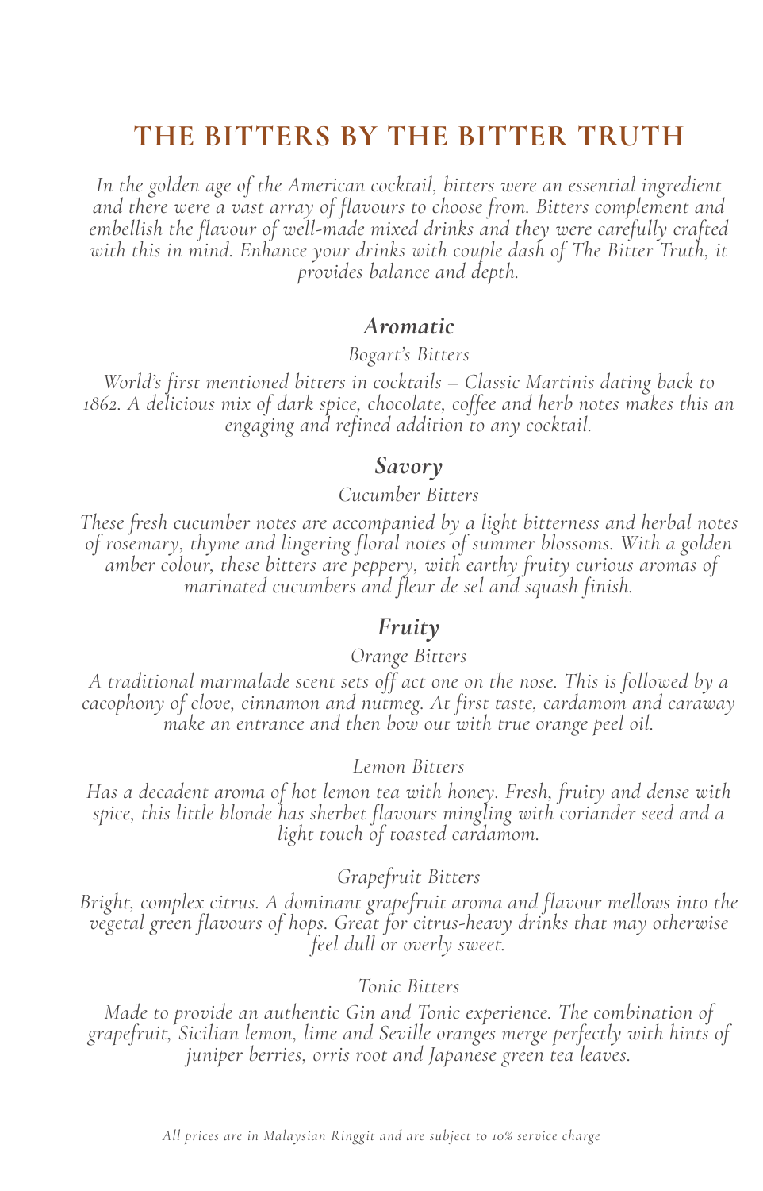# THE BITTERS BY THE BITTER TRUTH

*In the golden age of the American cocktail, bitters were an essential ingredient and there were a vast array of flavours to choose from. Bitters complement and embellish the flavour of well-made mixed drinks and they were carefully crafted with this in mind. Enhance your drinks with couple dash of The Bitter Truth, it provides balance and depth.*

## *Aromatic*

*Bogart's Bitters*

*World's first mentioned bitters in cocktails – Classic Martinis dating back to 1862. A delicious mix of dark spice, chocolate, coffee and herb notes makes this an engaging and refined addition to any cocktail.*

## *Savory*

*Cucumber Bitters*

*These fresh cucumber notes are accompanied by a light bitterness and herbal notes of rosemary, thyme and lingering floral notes of summer blossoms. With a golden amber colour, these bitters are peppery, with earthy fruity curious aromas of marinated cucumbers and fleur de sel and squash finish.*

## *Fruity*

*Orange Bitters*

*A traditional marmalade scent sets off act one on the nose. This is followed by a cacophony of clove, cinnamon and nutmeg. At first taste, cardamom and caraway make an entrance and then bow out with true orange peel oil.*

*Lemon Bitters*

*Has a decadent aroma of hot lemon tea with honey. Fresh, fruity and dense with spice, this little blonde has sherbet flavours mingling with coriander seed and a light touch of toasted cardamom.*

*Grapefruit Bitters*

*Bright, complex citrus. A dominant grapefruit aroma and flavour mellows into the vegetal green flavours of hops. Great for citrus-heavy drinks that may otherwise feel dull or overly sweet.*

*Tonic Bitters*

*Made to provide an authentic Gin and Tonic experience. The combination of grapefruit, Sicilian lemon, lime and Seville oranges merge perfectly with hints of juniper berries, orris root and Japanese green tea leaves.*

*All prices are in Malaysian Ringgit and are subject to 10% service charge*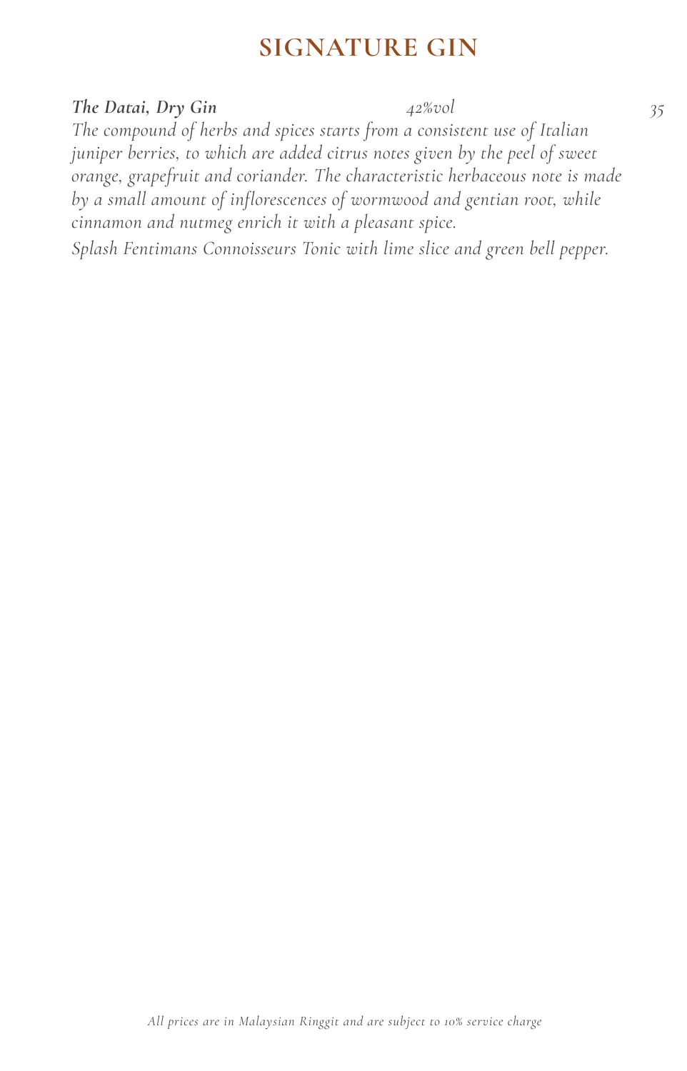# SIGNATURE GIN

***The Datai, Dry Gin*** *42%vol* *35*

*The compound of herbs and spices starts from a consistent use of Italian juniper berries, to which are added citrus notes given by the peel of sweet orange, grapefruit and coriander. The characteristic herbaceous note is made by a small amount of inflorescences of wormwood and gentian root, while cinnamon and nutmeg enrich it with a pleasant spice.*

*Splash Fentimans Connoisseurs Tonic with lime slice and green bell pepper.*

*All prices are in Malaysian Ringgit and are subject to 10% service charge*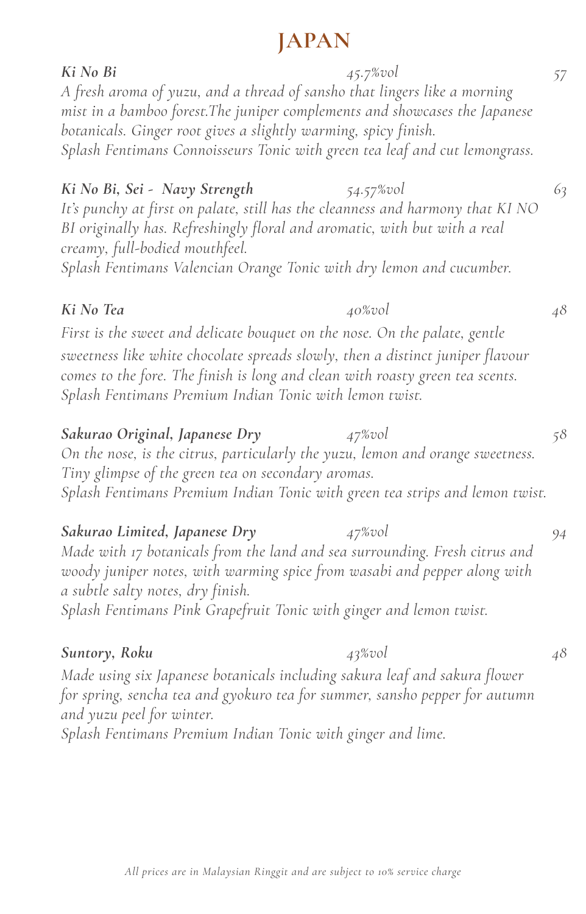# JAPAN

***Ki No Bi*** *45.7%vol* *57*

*A fresh aroma of yuzu, and a thread of sansho that lingers like a morning mist in a bamboo forest.The juniper complements and showcases the Japanese botanicals. Ginger root gives a slightly warming, spicy finish.*
*Splash Fentimans Connoisseurs Tonic with green tea leaf and cut lemongrass.*

***Ki No Bi, Sei - Navy Strength*** *54.57%vol* *63*

*It's punchy at first on palate, still has the cleanness and harmony that KI NO BI originally has. Refreshingly floral and aromatic, with but with a real creamy, full-bodied mouthfeel.*
*Splash Fentimans Valencian Orange Tonic with dry lemon and cucumber.*

***Ki No Tea*** *40%vol* *48*

*First is the sweet and delicate bouquet on the nose. On the palate, gentle sweetness like white chocolate spreads slowly, then a distinct juniper flavour comes to the fore. The finish is long and clean with roasty green tea scents.*
*Splash Fentimans Premium Indian Tonic with lemon twist.*

***Sakurao Original, Japanese Dry*** *47%vol* *58*

*On the nose, is the citrus, particularly the yuzu, lemon and orange sweetness. Tiny glimpse of the green tea on secondary aromas.*
*Splash Fentimans Premium Indian Tonic with green tea strips and lemon twist.*

***Sakurao Limited, Japanese Dry*** *47%vol* *94*

*Made with 17 botanicals from the land and sea surrounding. Fresh citrus and woody juniper notes, with warming spice from wasabi and pepper along with a subtle salty notes, dry finish.*
*Splash Fentimans Pink Grapefruit Tonic with ginger and lemon twist.*

***Suntory, Roku*** *43%vol* *48*

*Made using six Japanese botanicals including sakura leaf and sakura flower for spring, sencha tea and gyokuro tea for summer, sansho pepper for autumn and yuzu peel for winter.*
*Splash Fentimans Premium Indian Tonic with ginger and lime.*

*All prices are in Malaysian Ringgit and are subject to 10% service charge*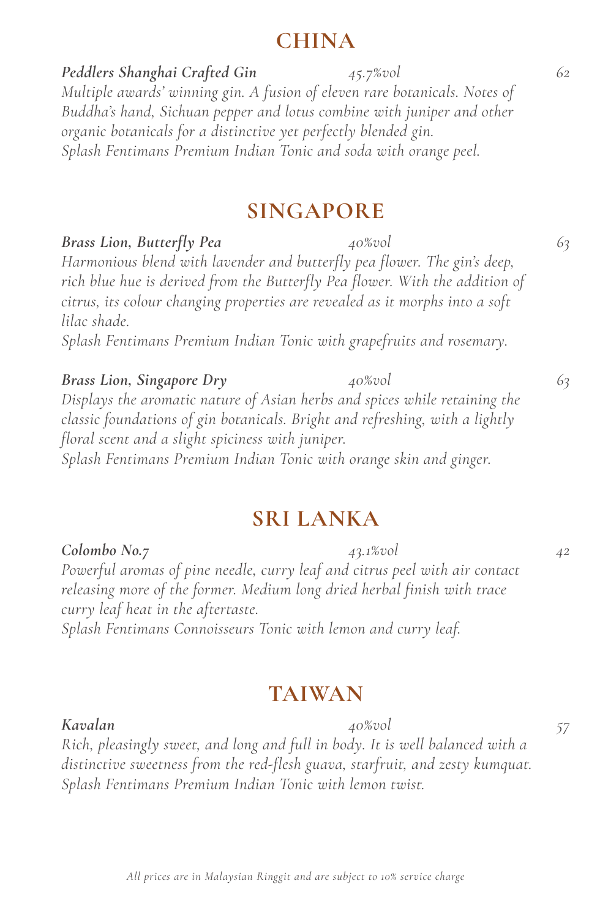## CHINA

***Peddlers Shanghai Crafted Gin*** *45.7%vol* *62*

*Multiple awards' winning gin. A fusion of eleven rare botanicals. Notes of Buddha's hand, Sichuan pepper and lotus combine with juniper and other organic botanicals for a distinctive yet perfectly blended gin.*
*Splash Fentimans Premium Indian Tonic and soda with orange peel.*

## SINGAPORE

***Brass Lion, Butterfly Pea*** *40%vol* *63*

*Harmonious blend with lavender and butterfly pea flower. The gin's deep, rich blue hue is derived from the Butterfly Pea flower. With the addition of citrus, its colour changing properties are revealed as it morphs into a soft lilac shade.*
*Splash Fentimans Premium Indian Tonic with grapefruits and rosemary.*

***Brass Lion, Singapore Dry*** *40%vol* *63*

*Displays the aromatic nature of Asian herbs and spices while retaining the classic foundations of gin botanicals. Bright and refreshing, with a lightly floral scent and a slight spiciness with juniper.*
*Splash Fentimans Premium Indian Tonic with orange skin and ginger.*

## SRI LANKA

***Colombo No.7*** *43.1%vol* *42*

*Powerful aromas of pine needle, curry leaf and citrus peel with air contact releasing more of the former. Medium long dried herbal finish with trace curry leaf heat in the aftertaste.*
*Splash Fentimans Connoisseurs Tonic with lemon and curry leaf.*

## TAIWAN

***Kavalan*** *40%vol* *57*

*Rich, pleasingly sweet, and long and full in body. It is well balanced with a distinctive sweetness from the red-flesh guava, starfruit, and zesty kumquat.*
*Splash Fentimans Premium Indian Tonic with lemon twist.*

*All prices are in Malaysian Ringgit and are subject to 10% service charge*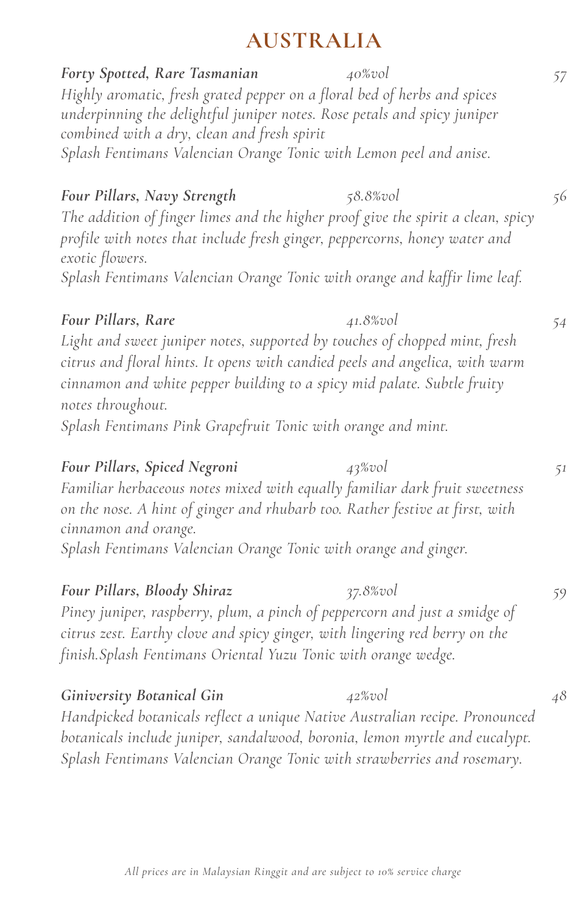# AUSTRALIA

***Forty Spotted, Rare Tasmanian*** *40%vol* *57*

*Highly aromatic, fresh grated pepper on a floral bed of herbs and spices underpinning the delightful juniper notes. Rose petals and spicy juniper combined with a dry, clean and fresh spirit*

*Splash Fentimans Valencian Orange Tonic with Lemon peel and anise.*

***Four Pillars, Navy Strength*** *58.8%vol* *56*

*The addition of finger limes and the higher proof give the spirit a clean, spicy profile with notes that include fresh ginger, peppercorns, honey water and exotic flowers.*

*Splash Fentimans Valencian Orange Tonic with orange and kaffir lime leaf.*

***Four Pillars, Rare*** *41.8%vol* *54*

*Light and sweet juniper notes, supported by touches of chopped mint, fresh citrus and floral hints. It opens with candied peels and angelica, with warm cinnamon and white pepper building to a spicy mid palate. Subtle fruity notes throughout.*

*Splash Fentimans Pink Grapefruit Tonic with orange and mint.*

***Four Pillars, Spiced Negroni*** *43%vol* *51*

*Familiar herbaceous notes mixed with equally familiar dark fruit sweetness on the nose. A hint of ginger and rhubarb too. Rather festive at first, with cinnamon and orange.*

*Splash Fentimans Valencian Orange Tonic with orange and ginger.*

***Four Pillars, Bloody Shiraz*** *37.8%vol* *59*

*Piney juniper, raspberry, plum, a pinch of peppercorn and just a smidge of citrus zest. Earthy clove and spicy ginger, with lingering red berry on the finish.Splash Fentimans Oriental Yuzu Tonic with orange wedge.*

***Giniversity Botanical Gin*** *42%vol* *48*

*Handpicked botanicals reflect a unique Native Australian recipe. Pronounced botanicals include juniper, sandalwood, boronia, lemon myrtle and eucalypt.*

*Splash Fentimans Valencian Orange Tonic with strawberries and rosemary.*

*All prices are in Malaysian Ringgit and are subject to 10% service charge*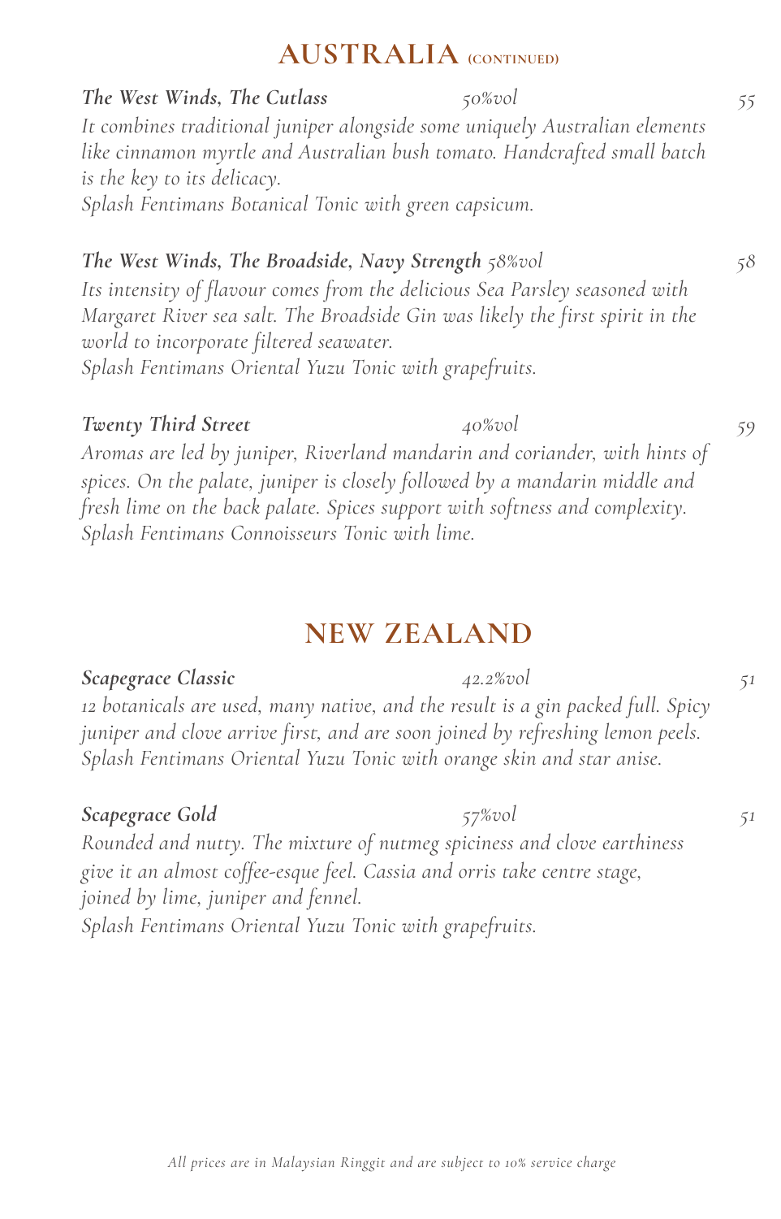## AUSTRALIA (CONTINUED)

***The West Winds, The Cutlass*** *50%vol* *55*

*It combines traditional juniper alongside some uniquely Australian elements like cinnamon myrtle and Australian bush tomato. Handcrafted small batch is the key to its delicacy.*
*Splash Fentimans Botanical Tonic with green capsicum.*

***The West Winds, The Broadside, Navy Strength*** *58%vol* *58*

*Its intensity of flavour comes from the delicious Sea Parsley seasoned with Margaret River sea salt. The Broadside Gin was likely the first spirit in the world to incorporate filtered seawater.*
*Splash Fentimans Oriental Yuzu Tonic with grapefruits.*

***Twenty Third Street*** *40%vol* *59*

*Aromas are led by juniper, Riverland mandarin and coriander, with hints of spices. On the palate, juniper is closely followed by a mandarin middle and fresh lime on the back palate. Spices support with softness and complexity.*
*Splash Fentimans Connoisseurs Tonic with lime.*

## NEW ZEALAND

***Scapegrace Classic*** *42.2%vol* *51*

*12 botanicals are used, many native, and the result is a gin packed full. Spicy juniper and clove arrive first, and are soon joined by refreshing lemon peels.*
*Splash Fentimans Oriental Yuzu Tonic with orange skin and star anise.*

***Scapegrace Gold*** *57%vol* *51*

*Rounded and nutty. The mixture of nutmeg spiciness and clove earthiness give it an almost coffee-esque feel. Cassia and orris take centre stage, joined by lime, juniper and fennel.*
*Splash Fentimans Oriental Yuzu Tonic with grapefruits.*

*All prices are in Malaysian Ringgit and are subject to 10% service charge*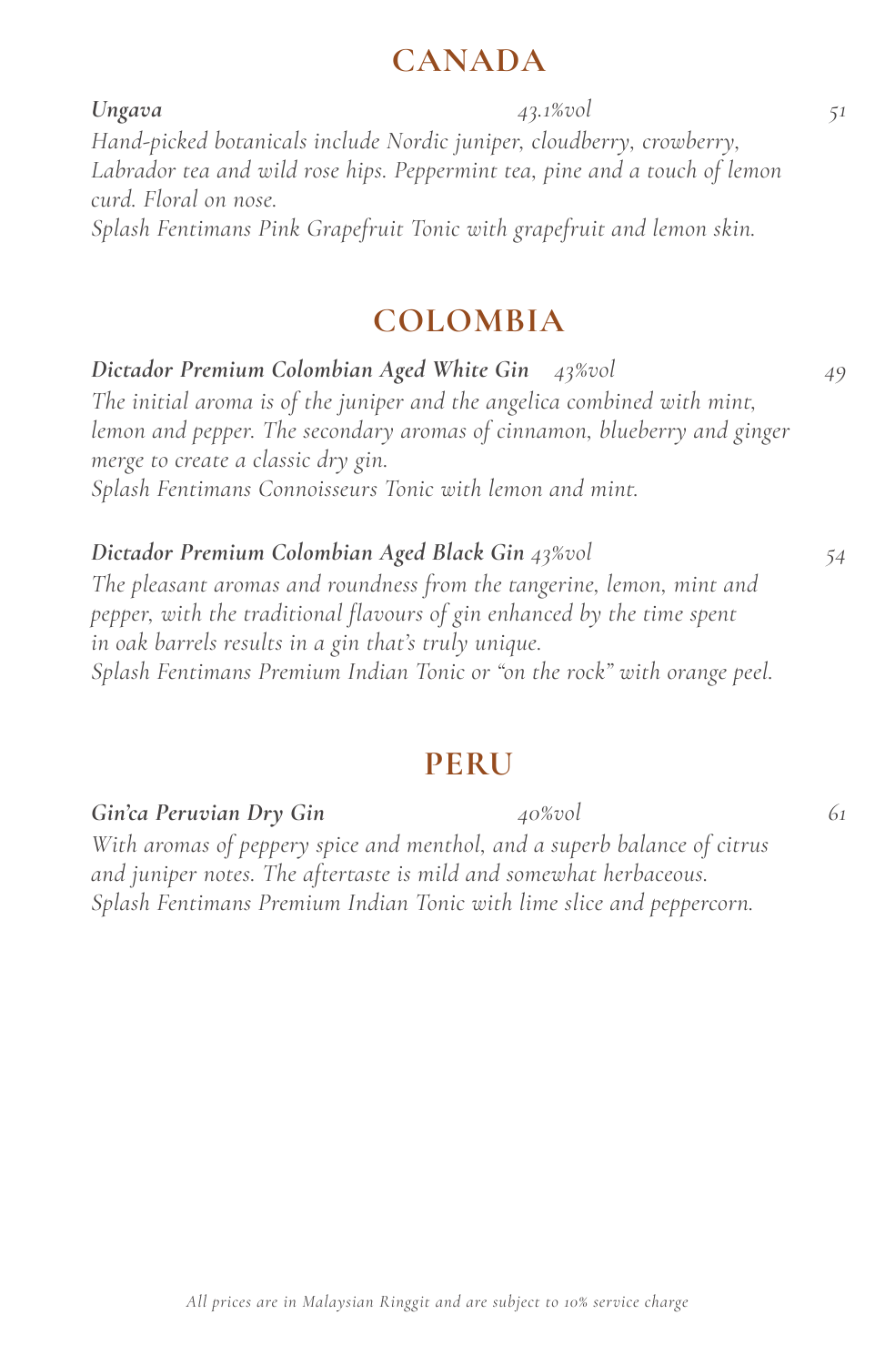## CANADA

***Ungava*** *43.1%vol* *51*

*Hand-picked botanicals include Nordic juniper, cloudberry, crowberry, Labrador tea and wild rose hips. Peppermint tea, pine and a touch of lemon curd. Floral on nose.*

*Splash Fentimans Pink Grapefruit Tonic with grapefruit and lemon skin.*

## COLOMBIA

***Dictador Premium Colombian Aged White Gin*** *43%vol* *49*

*The initial aroma is of the juniper and the angelica combined with mint, lemon and pepper. The secondary aromas of cinnamon, blueberry and ginger merge to create a classic dry gin.*

*Splash Fentimans Connoisseurs Tonic with lemon and mint.*

***Dictador Premium Colombian Aged Black Gin*** *43%vol* *54*

*The pleasant aromas and roundness from the tangerine, lemon, mint and pepper, with the traditional flavours of gin enhanced by the time spent in oak barrels results in a gin that's truly unique.*

*Splash Fentimans Premium Indian Tonic or "on the rock" with orange peel.*

## PERU

***Gin'ca Peruvian Dry Gin*** *40%vol* *61*

*With aromas of peppery spice and menthol, and a superb balance of citrus and juniper notes. The aftertaste is mild and somewhat herbaceous.*

*Splash Fentimans Premium Indian Tonic with lime slice and peppercorn.*

*All prices are in Malaysian Ringgit and are subject to 10% service charge*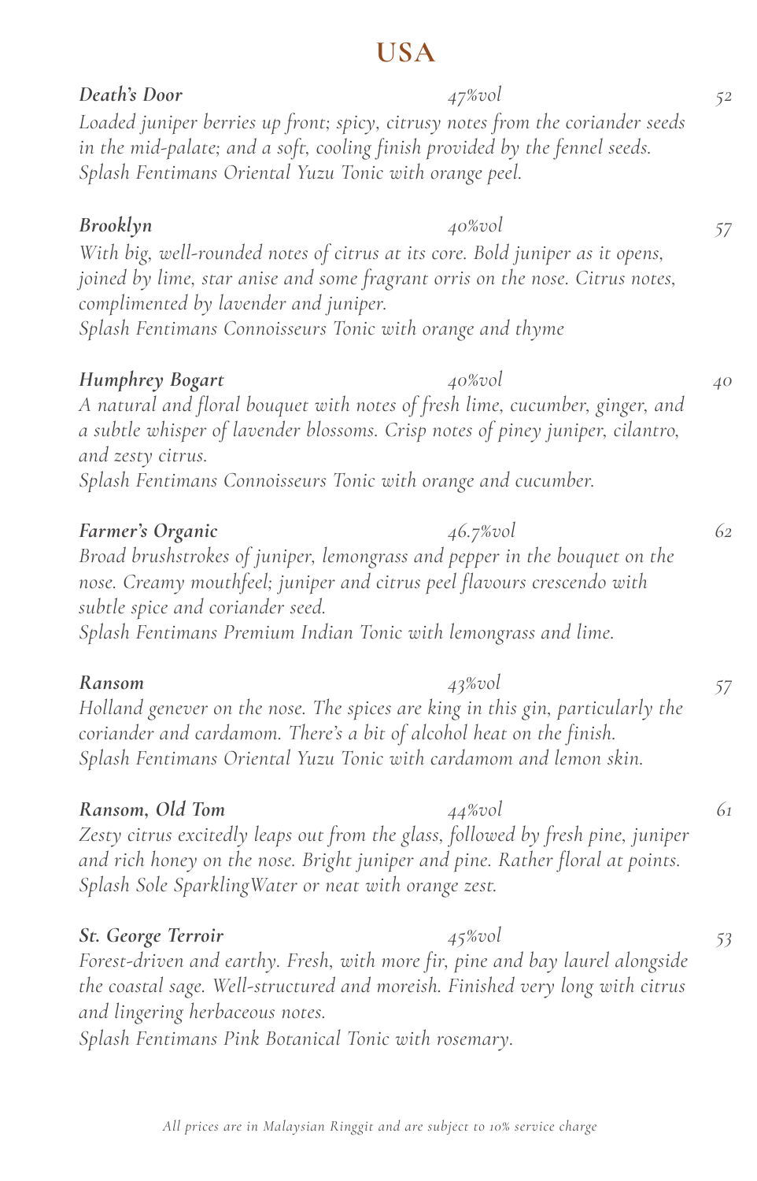# USA

***Death's Door*** *47%vol* *52*
*Loaded juniper berries up front; spicy, citrusy notes from the coriander seeds in the mid-palate; and a soft, cooling finish provided by the fennel seeds.*
*Splash Fentimans Oriental Yuzu Tonic with orange peel.*

***Brooklyn*** *40%vol* *57*
*With big, well-rounded notes of citrus at its core. Bold juniper as it opens, joined by lime, star anise and some fragrant orris on the nose. Citrus notes, complimented by lavender and juniper.*
*Splash Fentimans Connoisseurs Tonic with orange and thyme*

***Humphrey Bogart*** *40%vol* *40*
*A natural and floral bouquet with notes of fresh lime, cucumber, ginger, and a subtle whisper of lavender blossoms. Crisp notes of piney juniper, cilantro, and zesty citrus.*
*Splash Fentimans Connoisseurs Tonic with orange and cucumber.*

***Farmer's Organic*** *46.7%vol* *62*
*Broad brushstrokes of juniper, lemongrass and pepper in the bouquet on the nose. Creamy mouthfeel; juniper and citrus peel flavours crescendo with subtle spice and coriander seed.*
*Splash Fentimans Premium Indian Tonic with lemongrass and lime.*

***Ransom*** *43%vol* *57*
*Holland genever on the nose. The spices are king in this gin, particularly the coriander and cardamom. There's a bit of alcohol heat on the finish.*
*Splash Fentimans Oriental Yuzu Tonic with cardamom and lemon skin.*

***Ransom, Old Tom*** *44%vol* *61*
*Zesty citrus excitedly leaps out from the glass, followed by fresh pine, juniper and rich honey on the nose. Bright juniper and pine. Rather floral at points.*
*Splash Sole SparklingWater or neat with orange zest.*

***St. George Terroir*** *45%vol* *53*
*Forest-driven and earthy. Fresh, with more fir, pine and bay laurel alongside the coastal sage. Well-structured and moreish. Finished very long with citrus and lingering herbaceous notes.*
*Splash Fentimans Pink Botanical Tonic with rosemary.*

*All prices are in Malaysian Ringgit and are subject to 10% service charge*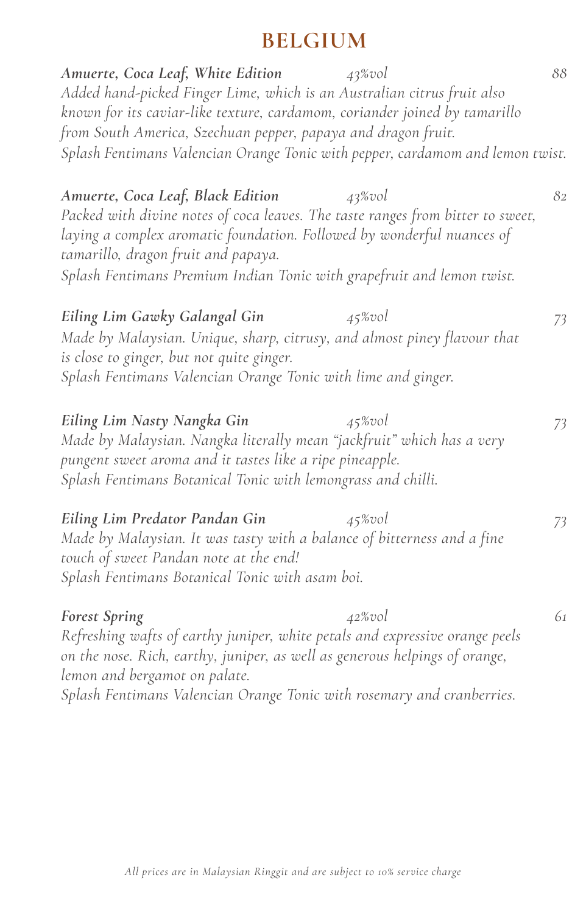# BELGIUM

***Amuerte, Coca Leaf, White Edition*** *43%vol* *88*

*Added hand-picked Finger Lime, which is an Australian citrus fruit also known for its caviar-like texture, cardamom, coriander joined by tamarillo from South America, Szechuan pepper, papaya and dragon fruit.*

*Splash Fentimans Valencian Orange Tonic with pepper, cardamom and lemon twist.*

***Amuerte, Coca Leaf, Black Edition*** *43%vol* *82*

*Packed with divine notes of coca leaves. The taste ranges from bitter to sweet, laying a complex aromatic foundation. Followed by wonderful nuances of tamarillo, dragon fruit and papaya.*

*Splash Fentimans Premium Indian Tonic with grapefruit and lemon twist.*

***Eiling Lim Gawky Galangal Gin*** *45%vol* *73*

*Made by Malaysian. Unique, sharp, citrusy, and almost piney flavour that is close to ginger, but not quite ginger.*

*Splash Fentimans Valencian Orange Tonic with lime and ginger.*

***Eiling Lim Nasty Nangka Gin*** *45%vol* *73*

*Made by Malaysian. Nangka literally mean "jackfruit" which has a very pungent sweet aroma and it tastes like a ripe pineapple.*

*Splash Fentimans Botanical Tonic with lemongrass and chilli.*

***Eiling Lim Predator Pandan Gin*** *45%vol* *73*

*Made by Malaysian. It was tasty with a balance of bitterness and a fine touch of sweet Pandan note at the end!*

*Splash Fentimans Botanical Tonic with asam boi.*

***Forest Spring*** *42%vol* *61*

*Refreshing wafts of earthy juniper, white petals and expressive orange peels on the nose. Rich, earthy, juniper, as well as generous helpings of orange, lemon and bergamot on palate.*

*Splash Fentimans Valencian Orange Tonic with rosemary and cranberries.*

*All prices are in Malaysian Ringgit and are subject to 10% service charge*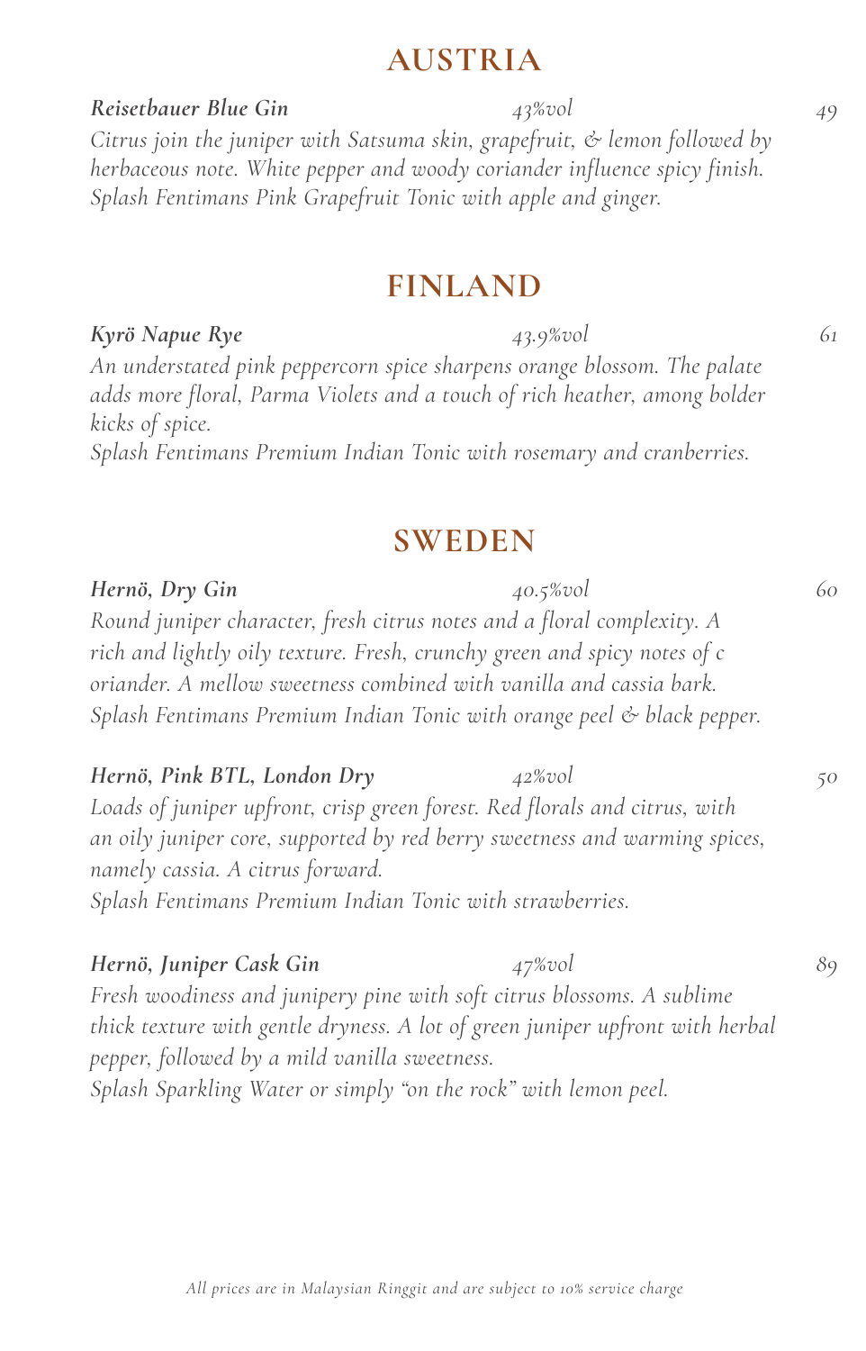## AUSTRIA

***Reisetbauer Blue Gin*** *43%vol* *49*

*Citrus join the juniper with Satsuma skin, grapefruit, & lemon followed by herbaceous note. White pepper and woody coriander influence spicy finish.*
*Splash Fentimans Pink Grapefruit Tonic with apple and ginger.*

## FINLAND

***Kyrö Napue Rye*** *43.9%vol* *61*

*An understated pink peppercorn spice sharpens orange blossom. The palate adds more floral, Parma Violets and a touch of rich heather, among bolder kicks of spice.*
*Splash Fentimans Premium Indian Tonic with rosemary and cranberries.*

## SWEDEN

***Hernö, Dry Gin*** *40.5%vol* *60*

*Round juniper character, fresh citrus notes and a floral complexity. A rich and lightly oily texture. Fresh, crunchy green and spicy notes of c oriander. A mellow sweetness combined with vanilla and cassia bark.*
*Splash Fentimans Premium Indian Tonic with orange peel & black pepper.*

***Hernö, Pink BTL, London Dry*** *42%vol* *50*

*Loads of juniper upfront, crisp green forest. Red florals and citrus, with an oily juniper core, supported by red berry sweetness and warming spices, namely cassia. A citrus forward.*
*Splash Fentimans Premium Indian Tonic with strawberries.*

***Hernö, Juniper Cask Gin*** *47%vol* *89*

*Fresh woodiness and junipery pine with soft citrus blossoms. A sublime thick texture with gentle dryness. A lot of green juniper upfront with herbal pepper, followed by a mild vanilla sweetness.*
*Splash Sparkling Water or simply "on the rock" with lemon peel.*

*All prices are in Malaysian Ringgit and are subject to 10% service charge*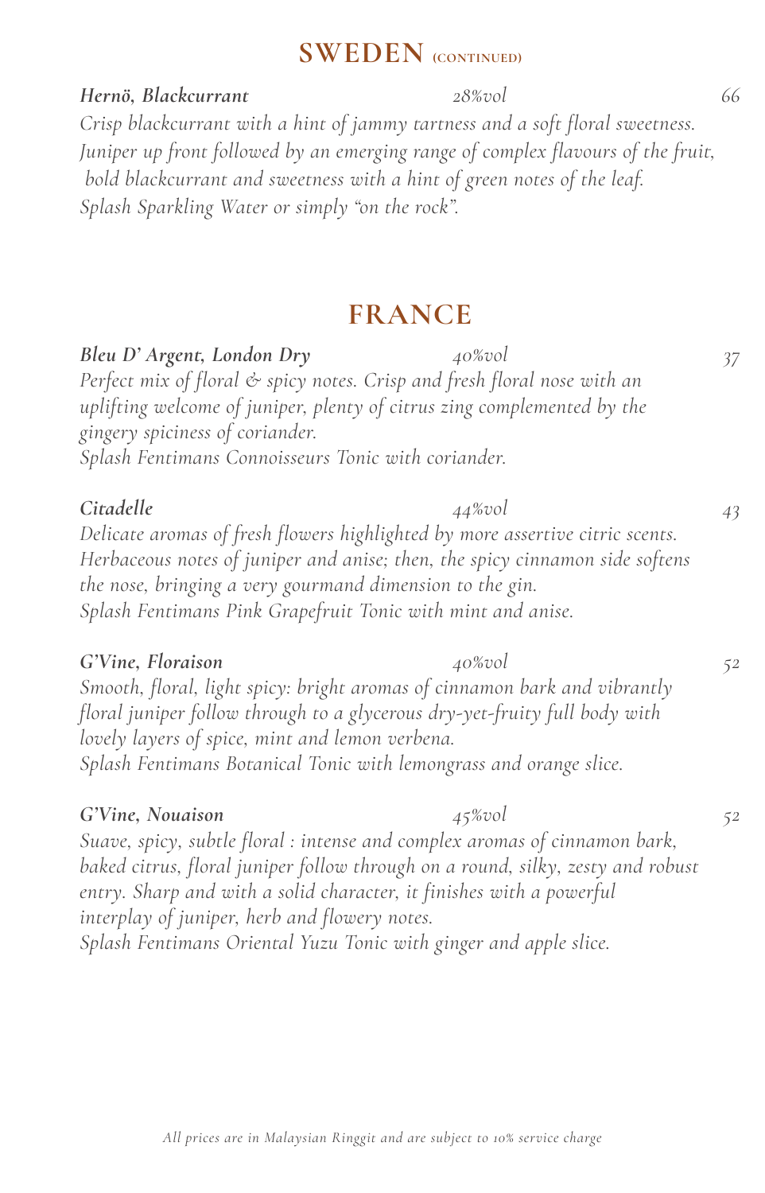## SWEDEN (CONTINUED)

***Hernö, Blackcurrant*** *28%vol* *66*

*Crisp blackcurrant with a hint of jammy tartness and a soft floral sweetness. Juniper up front followed by an emerging range of complex flavours of the fruit, bold blackcurrant and sweetness with a hint of green notes of the leaf.*
*Splash Sparkling Water or simply "on the rock".*

## FRANCE

***Bleu D' Argent, London Dry*** *40%vol* *37*

*Perfect mix of floral & spicy notes. Crisp and fresh floral nose with an uplifting welcome of juniper, plenty of citrus zing complemented by the gingery spiciness of coriander.*
*Splash Fentimans Connoisseurs Tonic with coriander.*

***Citadelle*** *44%vol* *43*

*Delicate aromas of fresh flowers highlighted by more assertive citric scents. Herbaceous notes of juniper and anise; then, the spicy cinnamon side softens the nose, bringing a very gourmand dimension to the gin.*
*Splash Fentimans Pink Grapefruit Tonic with mint and anise.*

***G'Vine, Floraison*** *40%vol* *52*

*Smooth, floral, light spicy: bright aromas of cinnamon bark and vibrantly floral juniper follow through to a glycerous dry-yet-fruity full body with lovely layers of spice, mint and lemon verbena.*
*Splash Fentimans Botanical Tonic with lemongrass and orange slice.*

***G'Vine, Nouaison*** *45%vol* *52*

*Suave, spicy, subtle floral : intense and complex aromas of cinnamon bark, baked citrus, floral juniper follow through on a round, silky, zesty and robust entry. Sharp and with a solid character, it finishes with a powerful interplay of juniper, herb and flowery notes.*
*Splash Fentimans Oriental Yuzu Tonic with ginger and apple slice.*

*All prices are in Malaysian Ringgit and are subject to 10% service charge*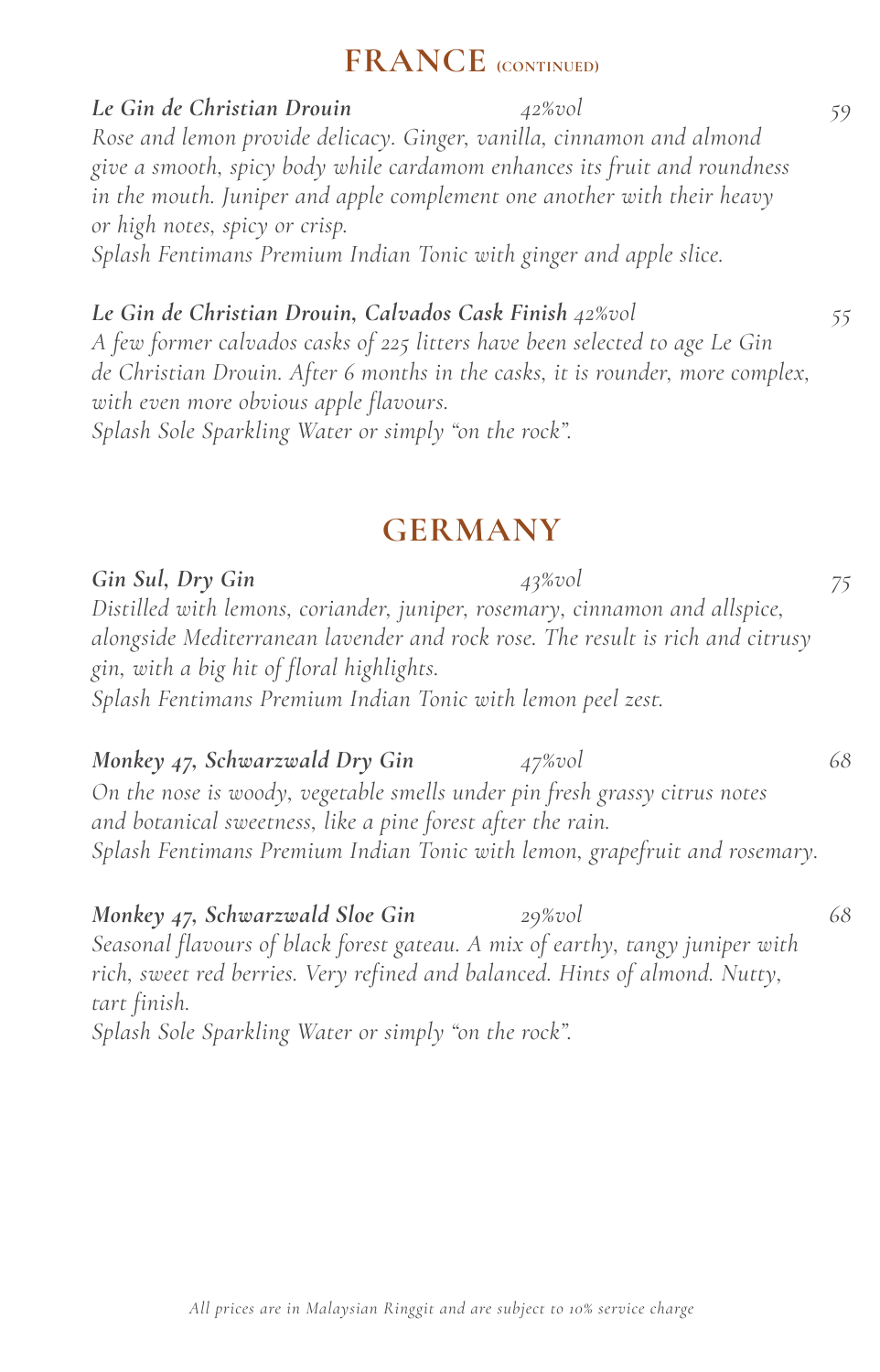## FRANCE (CONTINUED)

***Le Gin de Christian Drouin*** *42%vol* *59*

*Rose and lemon provide delicacy. Ginger, vanilla, cinnamon and almond give a smooth, spicy body while cardamom enhances its fruit and roundness in the mouth. Juniper and apple complement one another with their heavy or high notes, spicy or crisp.*
*Splash Fentimans Premium Indian Tonic with ginger and apple slice.*

***Le Gin de Christian Drouin, Calvados Cask Finish*** *42%vol* *55*

*A few former calvados casks of 225 litters have been selected to age Le Gin de Christian Drouin. After 6 months in the casks, it is rounder, more complex, with even more obvious apple flavours.*
*Splash Sole Sparkling Water or simply "on the rock".*

## GERMANY

***Gin Sul, Dry Gin*** *43%vol* *75*

*Distilled with lemons, coriander, juniper, rosemary, cinnamon and allspice, alongside Mediterranean lavender and rock rose. The result is rich and citrusy gin, with a big hit of floral highlights.*
*Splash Fentimans Premium Indian Tonic with lemon peel zest.*

***Monkey 47, Schwarzwald Dry Gin*** *47%vol* *68*

*On the nose is woody, vegetable smells under pin fresh grassy citrus notes and botanical sweetness, like a pine forest after the rain.*
*Splash Fentimans Premium Indian Tonic with lemon, grapefruit and rosemary.*

***Monkey 47, Schwarzwald Sloe Gin*** *29%vol* *68*

*Seasonal flavours of black forest gateau. A mix of earthy, tangy juniper with rich, sweet red berries. Very refined and balanced. Hints of almond. Nutty, tart finish.*
*Splash Sole Sparkling Water or simply "on the rock".*

*All prices are in Malaysian Ringgit and are subject to 10% service charge*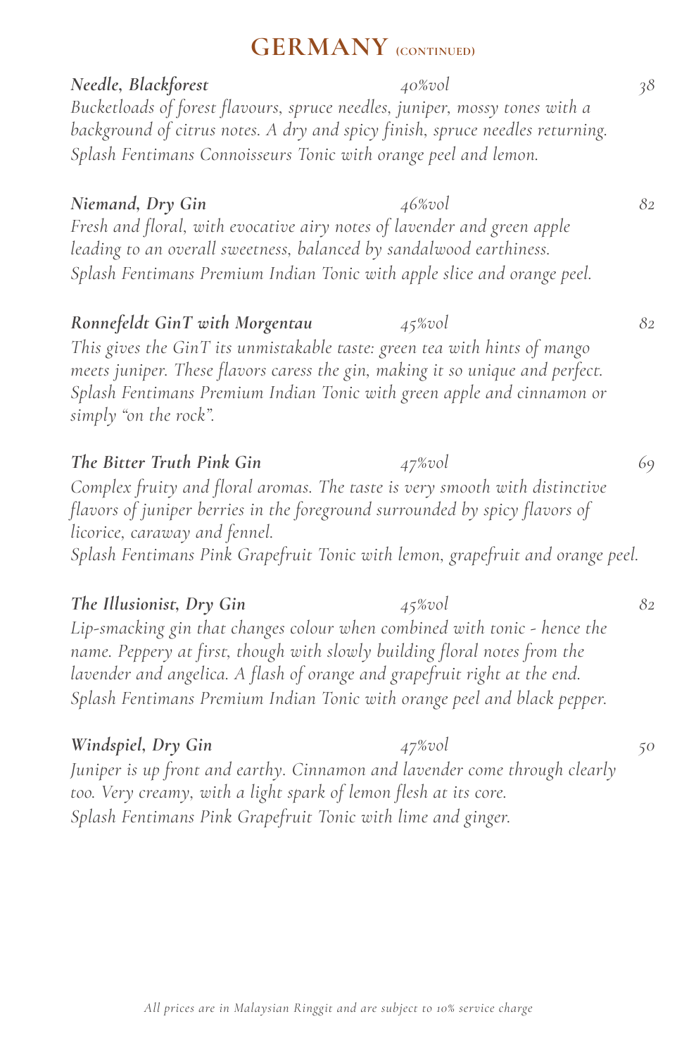## GERMANY (CONTINUED)

***Needle, Blackforest*** — *40%vol* — *38*

*Bucketloads of forest flavours, spruce needles, juniper, mossy tones with a background of citrus notes. A dry and spicy finish, spruce needles returning.*
*Splash Fentimans Connoisseurs Tonic with orange peel and lemon.*

***Niemand, Dry Gin*** — *46%vol* — *82*

*Fresh and floral, with evocative airy notes of lavender and green apple leading to an overall sweetness, balanced by sandalwood earthiness.*
*Splash Fentimans Premium Indian Tonic with apple slice and orange peel.*

***Ronnefeldt GinT with Morgentau*** — *45%vol* — *82*

*This gives the GinT its unmistakable taste: green tea with hints of mango meets juniper. These flavors caress the gin, making it so unique and perfect.*
*Splash Fentimans Premium Indian Tonic with green apple and cinnamon or simply "on the rock".*

***The Bitter Truth Pink Gin*** — *47%vol* — *69*

*Complex fruity and floral aromas. The taste is very smooth with distinctive flavors of juniper berries in the foreground surrounded by spicy flavors of licorice, caraway and fennel.*
*Splash Fentimans Pink Grapefruit Tonic with lemon, grapefruit and orange peel.*

***The Illusionist, Dry Gin*** — *45%vol* — *82*

*Lip-smacking gin that changes colour when combined with tonic - hence the name. Peppery at first, though with slowly building floral notes from the lavender and angelica. A flash of orange and grapefruit right at the end.*
*Splash Fentimans Premium Indian Tonic with orange peel and black pepper.*

***Windspiel, Dry Gin*** — *47%vol* — *50*

*Juniper is up front and earthy. Cinnamon and lavender come through clearly too. Very creamy, with a light spark of lemon flesh at its core.*
*Splash Fentimans Pink Grapefruit Tonic with lime and ginger.*

*All prices are in Malaysian Ringgit and are subject to 10% service charge*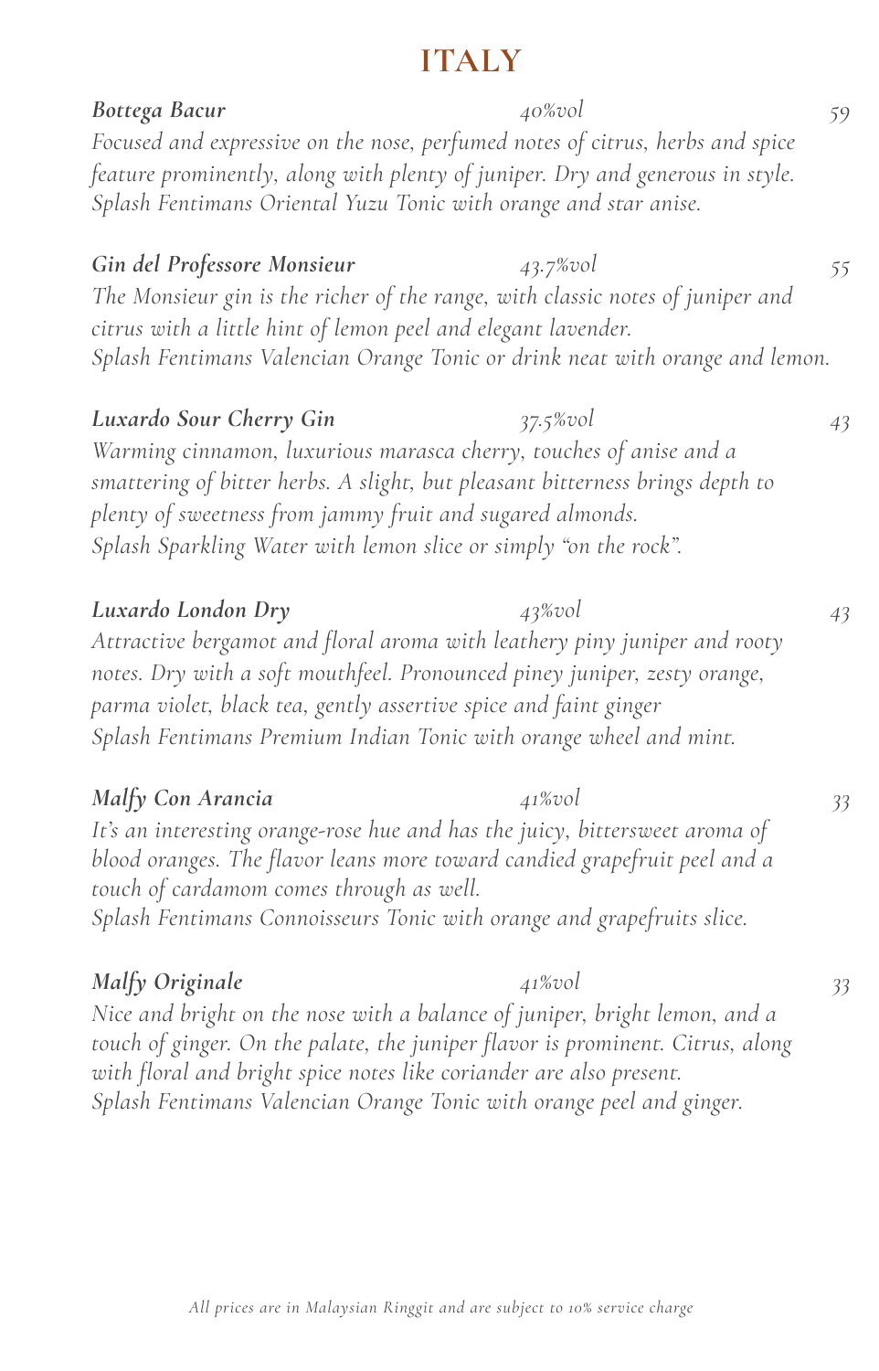# ITALY

***Bottega Bacur*** *40%vol* *59*

*Focused and expressive on the nose, perfumed notes of citrus, herbs and spice feature prominently, along with plenty of juniper. Dry and generous in style.*
*Splash Fentimans Oriental Yuzu Tonic with orange and star anise.*

***Gin del Professore Monsieur*** *43.7%vol* *55*

*The Monsieur gin is the richer of the range, with classic notes of juniper and citrus with a little hint of lemon peel and elegant lavender.*
*Splash Fentimans Valencian Orange Tonic or drink neat with orange and lemon.*

***Luxardo Sour Cherry Gin*** *37.5%vol* *43*

*Warming cinnamon, luxurious marasca cherry, touches of anise and a smattering of bitter herbs. A slight, but pleasant bitterness brings depth to plenty of sweetness from jammy fruit and sugared almonds.*
*Splash Sparkling Water with lemon slice or simply "on the rock".*

***Luxardo London Dry*** *43%vol* *43*

*Attractive bergamot and floral aroma with leathery piny juniper and rooty notes. Dry with a soft mouthfeel. Pronounced piney juniper, zesty orange, parma violet, black tea, gently assertive spice and faint ginger*
*Splash Fentimans Premium Indian Tonic with orange wheel and mint.*

***Malfy Con Arancia*** *41%vol* *33*

*It's an interesting orange-rose hue and has the juicy, bittersweet aroma of blood oranges. The flavor leans more toward candied grapefruit peel and a touch of cardamom comes through as well.*
*Splash Fentimans Connoisseurs Tonic with orange and grapefruits slice.*

***Malfy Originale*** *41%vol* *33*

*Nice and bright on the nose with a balance of juniper, bright lemon, and a touch of ginger. On the palate, the juniper flavor is prominent. Citrus, along with floral and bright spice notes like coriander are also present.*
*Splash Fentimans Valencian Orange Tonic with orange peel and ginger.*

*All prices are in Malaysian Ringgit and are subject to 10% service charge*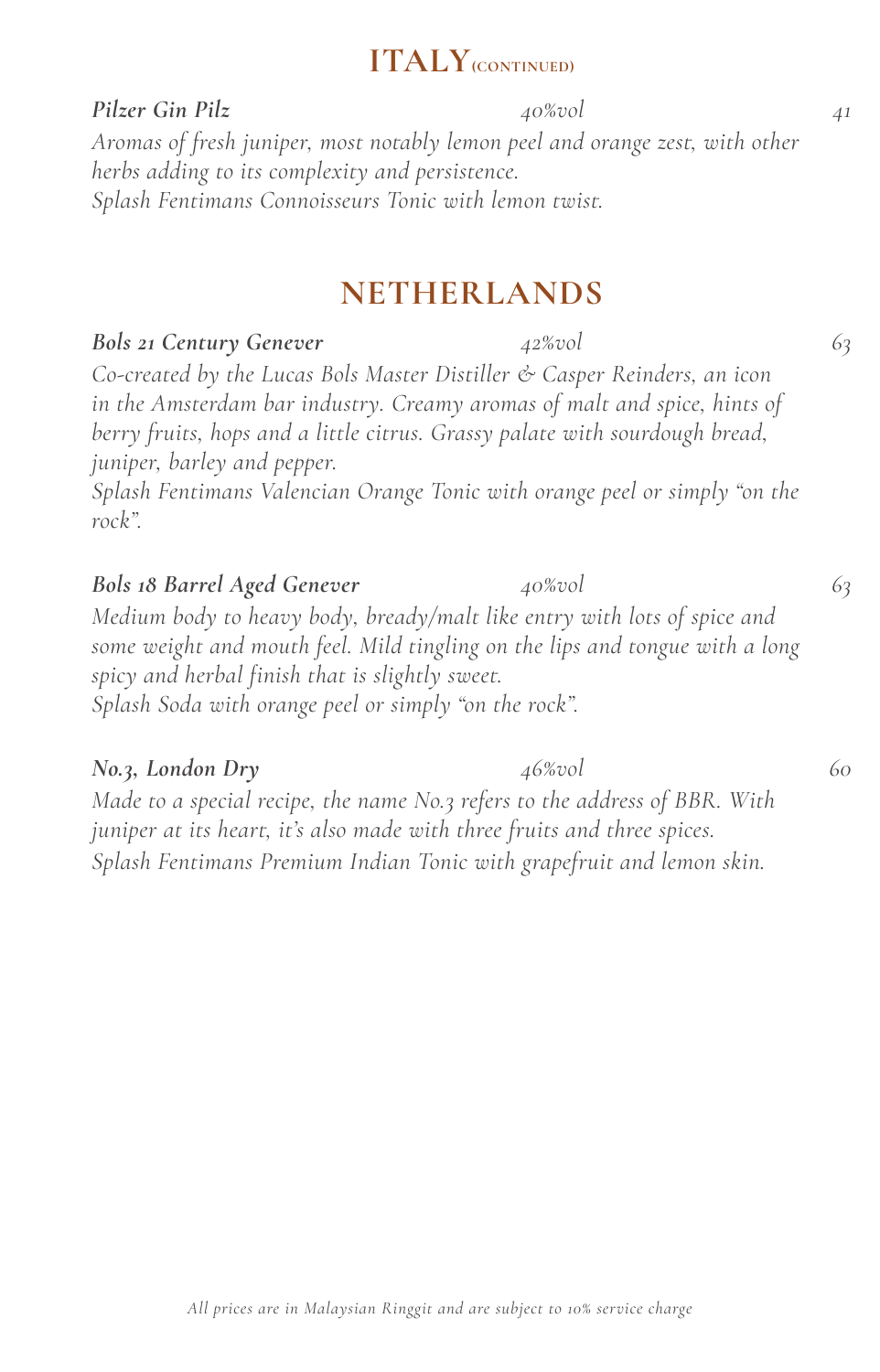## ITALY (CONTINUED)

***Pilzer Gin Pilz*** *40%vol* *41*

*Aromas of fresh juniper, most notably lemon peel and orange zest, with other herbs adding to its complexity and persistence.*
*Splash Fentimans Connoisseurs Tonic with lemon twist.*

## NETHERLANDS

***Bols 21 Century Genever*** *42%vol* *63*

*Co-created by the Lucas Bols Master Distiller & Casper Reinders, an icon in the Amsterdam bar industry. Creamy aromas of malt and spice, hints of berry fruits, hops and a little citrus. Grassy palate with sourdough bread, juniper, barley and pepper.*
*Splash Fentimans Valencian Orange Tonic with orange peel or simply "on the rock".*

***Bols 18 Barrel Aged Genever*** *40%vol* *63*

*Medium body to heavy body, bready/malt like entry with lots of spice and some weight and mouth feel. Mild tingling on the lips and tongue with a long spicy and herbal finish that is slightly sweet.*
*Splash Soda with orange peel or simply "on the rock".*

***No.3, London Dry*** *46%vol* *60*

*Made to a special recipe, the name No.3 refers to the address of BBR. With juniper at its heart, it's also made with three fruits and three spices.*
*Splash Fentimans Premium Indian Tonic with grapefruit and lemon skin.*

*All prices are in Malaysian Ringgit and are subject to 10% service charge*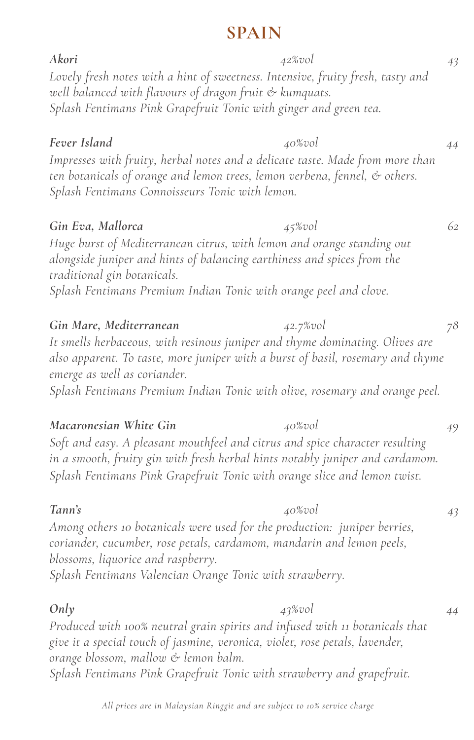# SPAIN

***Akori*** *42%vol* *43*

*Lovely fresh notes with a hint of sweetness. Intensive, fruity fresh, tasty and well balanced with flavours of dragon fruit & kumquats.*
*Splash Fentimans Pink Grapefruit Tonic with ginger and green tea.*

***Fever Island*** *40%vol* *44*

*Impresses with fruity, herbal notes and a delicate taste. Made from more than ten botanicals of orange and lemon trees, lemon verbena, fennel, & others.*
*Splash Fentimans Connoisseurs Tonic with lemon.*

***Gin Eva, Mallorca*** *45%vol* *62*

*Huge burst of Mediterranean citrus, with lemon and orange standing out alongside juniper and hints of balancing earthiness and spices from the traditional gin botanicals.*
*Splash Fentimans Premium Indian Tonic with orange peel and clove.*

***Gin Mare, Mediterranean*** *42.7%vol* *78*

*It smells herbaceous, with resinous juniper and thyme dominating. Olives are also apparent. To taste, more juniper with a burst of basil, rosemary and thyme emerge as well as coriander.*
*Splash Fentimans Premium Indian Tonic with olive, rosemary and orange peel.*

***Macaronesian White Gin*** *40%vol* *49*

*Soft and easy. A pleasant mouthfeel and citrus and spice character resulting in a smooth, fruity gin with fresh herbal hints notably juniper and cardamom.*
*Splash Fentimans Pink Grapefruit Tonic with orange slice and lemon twist.*

***Tann's*** *40%vol* *43*

*Among others 10 botanicals were used for the production: juniper berries, coriander, cucumber, rose petals, cardamom, mandarin and lemon peels, blossoms, liquorice and raspberry.*
*Splash Fentimans Valencian Orange Tonic with strawberry.*

***Only*** *43%vol* *44*

*Produced with 100% neutral grain spirits and infused with 11 botanicals that give it a special touch of jasmine, veronica, violet, rose petals, lavender, orange blossom, mallow & lemon balm.*
*Splash Fentimans Pink Grapefruit Tonic with strawberry and grapefruit.*

*All prices are in Malaysian Ringgit and are subject to 10% service charge*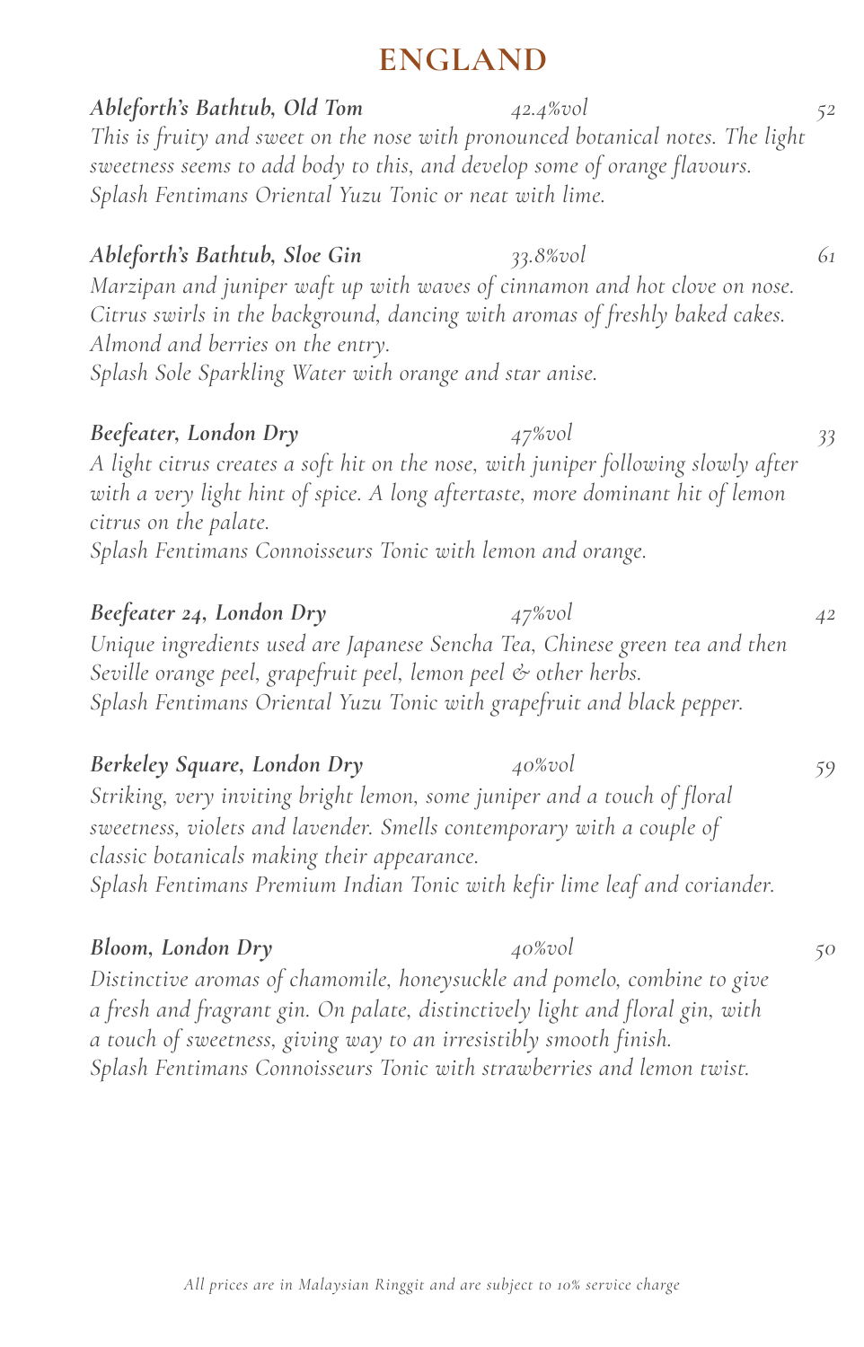# ENGLAND

***Ableforth's Bathtub, Old Tom*** *42.4%vol* *52*

*This is fruity and sweet on the nose with pronounced botanical notes. The light sweetness seems to add body to this, and develop some of orange flavours.*
*Splash Fentimans Oriental Yuzu Tonic or neat with lime.*

***Ableforth's Bathtub, Sloe Gin*** *33.8%vol* *61*

*Marzipan and juniper waft up with waves of cinnamon and hot clove on nose. Citrus swirls in the background, dancing with aromas of freshly baked cakes. Almond and berries on the entry.*
*Splash Sole Sparkling Water with orange and star anise.*

***Beefeater, London Dry*** *47%vol* *33*

*A light citrus creates a soft hit on the nose, with juniper following slowly after with a very light hint of spice. A long aftertaste, more dominant hit of lemon citrus on the palate.*
*Splash Fentimans Connoisseurs Tonic with lemon and orange.*

***Beefeater 24, London Dry*** *47%vol* *42*

*Unique ingredients used are Japanese Sencha Tea, Chinese green tea and then Seville orange peel, grapefruit peel, lemon peel & other herbs.*
*Splash Fentimans Oriental Yuzu Tonic with grapefruit and black pepper.*

***Berkeley Square, London Dry*** *40%vol* *59*

*Striking, very inviting bright lemon, some juniper and a touch of floral sweetness, violets and lavender. Smells contemporary with a couple of classic botanicals making their appearance.*
*Splash Fentimans Premium Indian Tonic with kefir lime leaf and coriander.*

***Bloom, London Dry*** *40%vol* *50*

*Distinctive aromas of chamomile, honeysuckle and pomelo, combine to give a fresh and fragrant gin. On palate, distinctively light and floral gin, with a touch of sweetness, giving way to an irresistibly smooth finish.*
*Splash Fentimans Connoisseurs Tonic with strawberries and lemon twist.*

*All prices are in Malaysian Ringgit and are subject to 10% service charge*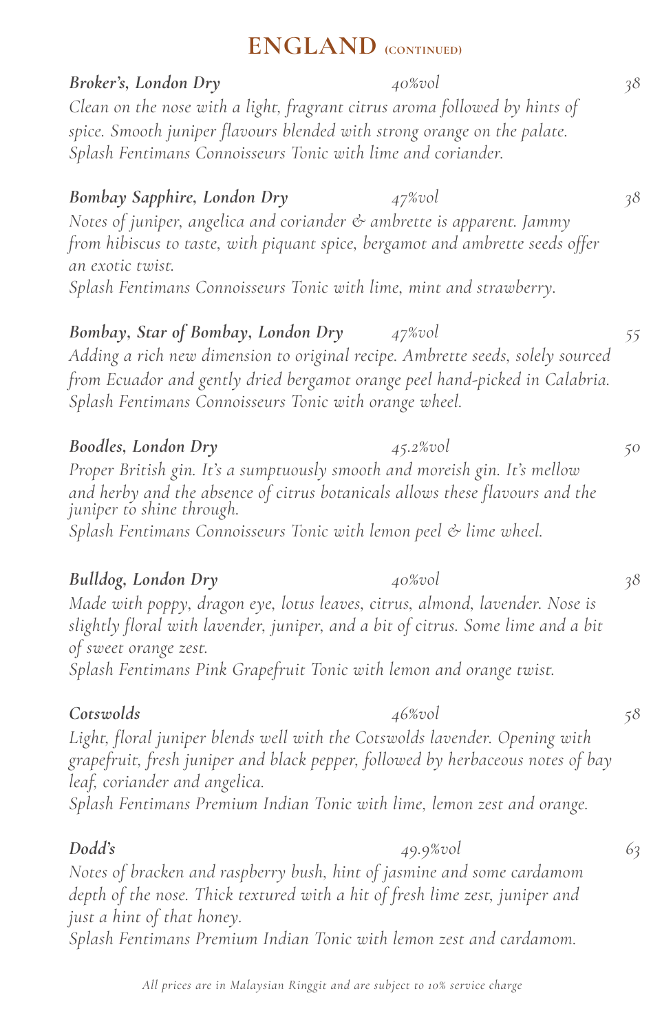## ENGLAND (CONTINUED)

***Broker's, London Dry*** *40%vol* *38*

*Clean on the nose with a light, fragrant citrus aroma followed by hints of spice. Smooth juniper flavours blended with strong orange on the palate.*
*Splash Fentimans Connoisseurs Tonic with lime and coriander.*

***Bombay Sapphire, London Dry*** *47%vol* *38*

*Notes of juniper, angelica and coriander & ambrette is apparent. Jammy from hibiscus to taste, with piquant spice, bergamot and ambrette seeds offer an exotic twist.*
*Splash Fentimans Connoisseurs Tonic with lime, mint and strawberry.*

***Bombay, Star of Bombay, London Dry*** *47%vol* *55*

*Adding a rich new dimension to original recipe. Ambrette seeds, solely sourced from Ecuador and gently dried bergamot orange peel hand-picked in Calabria.*
*Splash Fentimans Connoisseurs Tonic with orange wheel.*

***Boodles, London Dry*** *45.2%vol* *50*

*Proper British gin. It's a sumptuously smooth and moreish gin. It's mellow and herby and the absence of citrus botanicals allows these flavours and the juniper to shine through.*
*Splash Fentimans Connoisseurs Tonic with lemon peel & lime wheel.*

***Bulldog, London Dry*** *40%vol* *38*

*Made with poppy, dragon eye, lotus leaves, citrus, almond, lavender. Nose is slightly floral with lavender, juniper, and a bit of citrus. Some lime and a bit of sweet orange zest.*
*Splash Fentimans Pink Grapefruit Tonic with lemon and orange twist.*

***Cotswolds*** *46%vol* *58*

*Light, floral juniper blends well with the Cotswolds lavender. Opening with grapefruit, fresh juniper and black pepper, followed by herbaceous notes of bay leaf, coriander and angelica.*
*Splash Fentimans Premium Indian Tonic with lime, lemon zest and orange.*

***Dodd's*** *49.9%vol* *63*

*Notes of bracken and raspberry bush, hint of jasmine and some cardamom depth of the nose. Thick textured with a hit of fresh lime zest, juniper and just a hint of that honey.*
*Splash Fentimans Premium Indian Tonic with lemon zest and cardamom.*

*All prices are in Malaysian Ringgit and are subject to 10% service charge*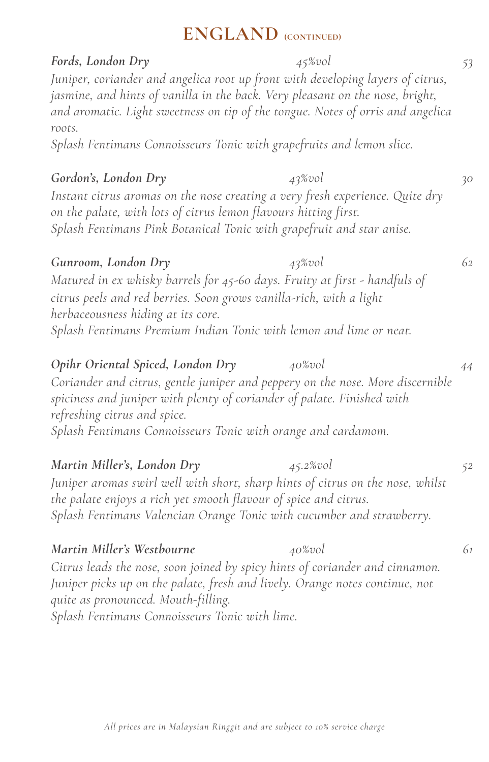# ENGLAND (CONTINUED)

***Fords, London Dry*** *45%vol* *53*

*Juniper, coriander and angelica root up front with developing layers of citrus, jasmine, and hints of vanilla in the back. Very pleasant on the nose, bright, and aromatic. Light sweetness on tip of the tongue. Notes of orris and angelica roots.*

*Splash Fentimans Connoisseurs Tonic with grapefruits and lemon slice.*

***Gordon's, London Dry*** *43%vol* *30*

*Instant citrus aromas on the nose creating a very fresh experience. Quite dry on the palate, with lots of citrus lemon flavours hitting first.*

*Splash Fentimans Pink Botanical Tonic with grapefruit and star anise.*

***Gunroom, London Dry*** *43%vol* *62*

*Matured in ex whisky barrels for 45-60 days. Fruity at first - handfuls of citrus peels and red berries. Soon grows vanilla-rich, with a light herbaceousness hiding at its core.*

*Splash Fentimans Premium Indian Tonic with lemon and lime or neat.*

***Opihr Oriental Spiced, London Dry*** *40%vol* *44*

*Coriander and citrus, gentle juniper and peppery on the nose. More discernible spiciness and juniper with plenty of coriander of palate. Finished with refreshing citrus and spice.*

*Splash Fentimans Connoisseurs Tonic with orange and cardamom.*

***Martin Miller's, London Dry*** *45.2%vol* *52*

*Juniper aromas swirl well with short, sharp hints of citrus on the nose, whilst the palate enjoys a rich yet smooth flavour of spice and citrus.*

*Splash Fentimans Valencian Orange Tonic with cucumber and strawberry.*

***Martin Miller's Westbourne*** *40%vol* *61*

*Citrus leads the nose, soon joined by spicy hints of coriander and cinnamon. Juniper picks up on the palate, fresh and lively. Orange notes continue, not quite as pronounced. Mouth-filling.*

*Splash Fentimans Connoisseurs Tonic with lime.*

*All prices are in Malaysian Ringgit and are subject to 10% service charge*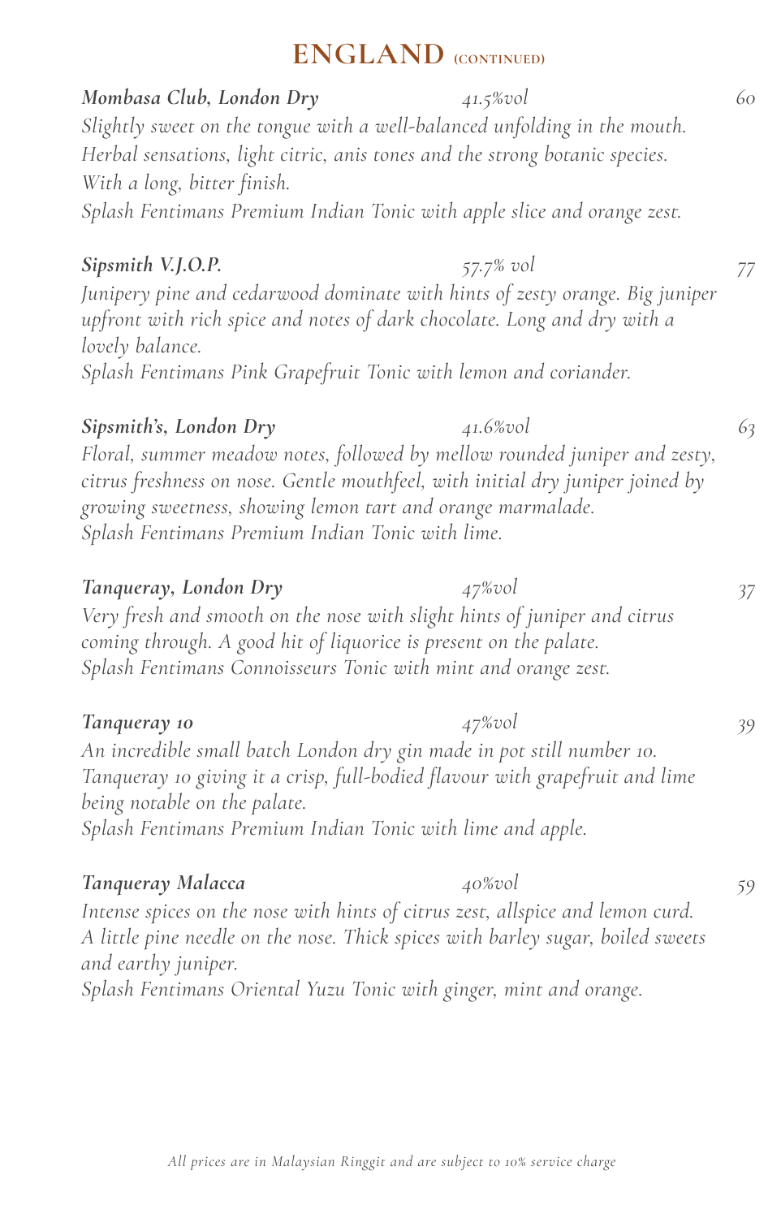# ENGLAND (CONTINUED)

***Mombasa Club, London Dry*** *41.5%vol* *60*

*Slightly sweet on the tongue with a well-balanced unfolding in the mouth. Herbal sensations, light citric, anis tones and the strong botanic species. With a long, bitter finish.*

*Splash Fentimans Premium Indian Tonic with apple slice and orange zest.*

***Sipsmith V.J.O.P.*** *57.7% vol* *77*

*Junipery pine and cedarwood dominate with hints of zesty orange. Big juniper upfront with rich spice and notes of dark chocolate. Long and dry with a lovely balance.*

*Splash Fentimans Pink Grapefruit Tonic with lemon and coriander.*

***Sipsmith's, London Dry*** *41.6%vol* *63*

*Floral, summer meadow notes, followed by mellow rounded juniper and zesty, citrus freshness on nose. Gentle mouthfeel, with initial dry juniper joined by growing sweetness, showing lemon tart and orange marmalade.*

*Splash Fentimans Premium Indian Tonic with lime.*

***Tanqueray, London Dry*** *47%vol* *37*

*Very fresh and smooth on the nose with slight hints of juniper and citrus coming through. A good hit of liquorice is present on the palate.*

*Splash Fentimans Connoisseurs Tonic with mint and orange zest.*

***Tanqueray 10*** *47%vol* *39*

*An incredible small batch London dry gin made in pot still number 10. Tanqueray 10 giving it a crisp, full-bodied flavour with grapefruit and lime being notable on the palate.*

*Splash Fentimans Premium Indian Tonic with lime and apple.*

***Tanqueray Malacca*** *40%vol* *59*

*Intense spices on the nose with hints of citrus zest, allspice and lemon curd. A little pine needle on the nose. Thick spices with barley sugar, boiled sweets and earthy juniper.*

*Splash Fentimans Oriental Yuzu Tonic with ginger, mint and orange.*

*All prices are in Malaysian Ringgit and are subject to 10% service charge*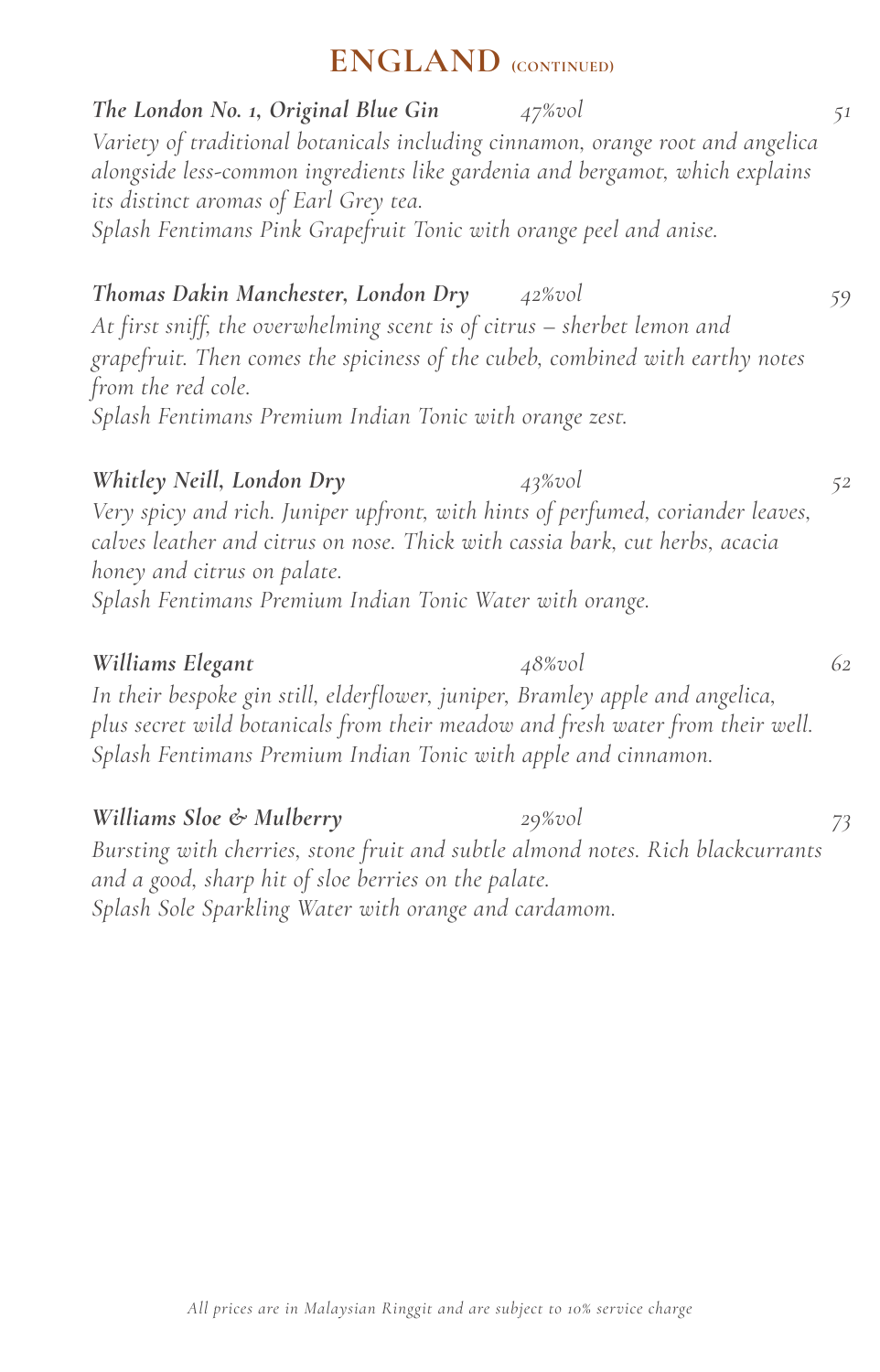## ENGLAND (CONTINUED)

***The London No. 1, Original Blue Gin*** *47%vol* *51*
*Variety of traditional botanicals including cinnamon, orange root and angelica alongside less-common ingredients like gardenia and bergamot, which explains its distinct aromas of Earl Grey tea.*
*Splash Fentimans Pink Grapefruit Tonic with orange peel and anise.*

***Thomas Dakin Manchester, London Dry*** *42%vol* *59*
*At first sniff, the overwhelming scent is of citrus – sherbet lemon and grapefruit. Then comes the spiciness of the cubeb, combined with earthy notes from the red cole.*
*Splash Fentimans Premium Indian Tonic with orange zest.*

***Whitley Neill, London Dry*** *43%vol* *52*
*Very spicy and rich. Juniper upfront, with hints of perfumed, coriander leaves, calves leather and citrus on nose. Thick with cassia bark, cut herbs, acacia honey and citrus on palate.*
*Splash Fentimans Premium Indian Tonic Water with orange.*

***Williams Elegant*** *48%vol* *62*
*In their bespoke gin still, elderflower, juniper, Bramley apple and angelica, plus secret wild botanicals from their meadow and fresh water from their well.*
*Splash Fentimans Premium Indian Tonic with apple and cinnamon.*

***Williams Sloe & Mulberry*** *29%vol* *73*
*Bursting with cherries, stone fruit and subtle almond notes. Rich blackcurrants and a good, sharp hit of sloe berries on the palate.*
*Splash Sole Sparkling Water with orange and cardamom.*

*All prices are in Malaysian Ringgit and are subject to 10% service charge*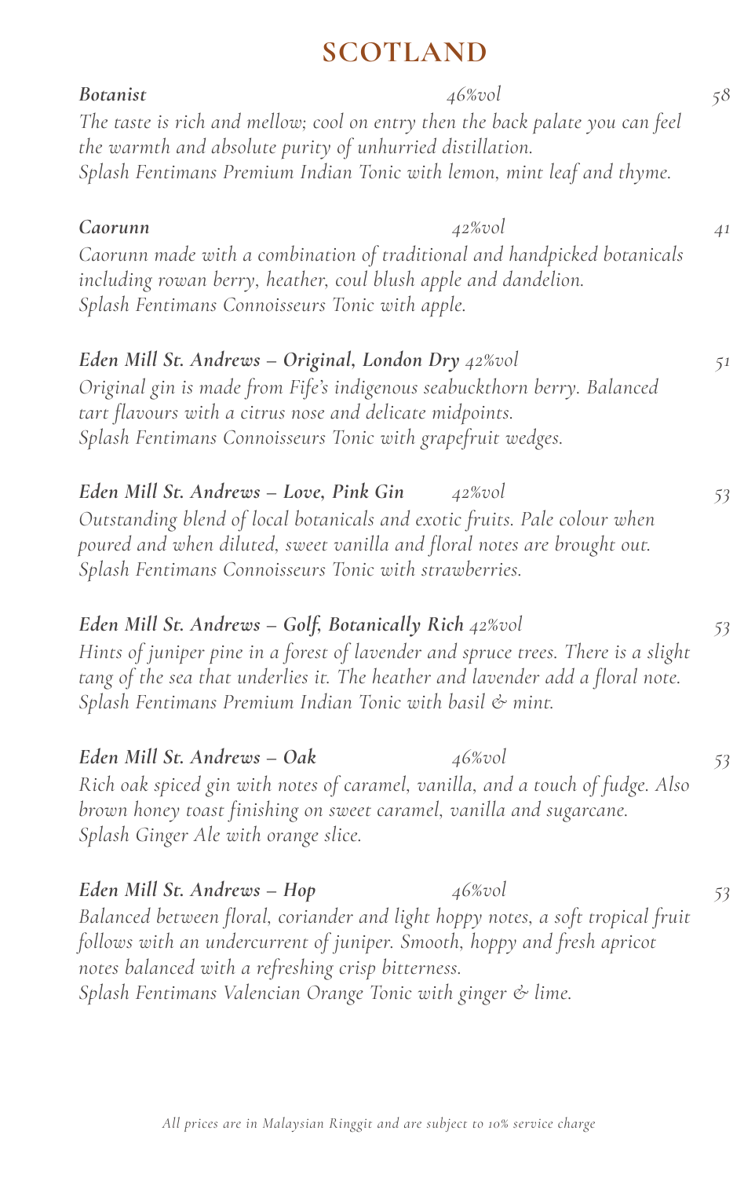# SCOTLAND

***Botanist*** *46%vol* *58*

*The taste is rich and mellow; cool on entry then the back palate you can feel the warmth and absolute purity of unhurried distillation.*
*Splash Fentimans Premium Indian Tonic with lemon, mint leaf and thyme.*

***Caorunn*** *42%vol* *41*

*Caorunn made with a combination of traditional and handpicked botanicals including rowan berry, heather, coul blush apple and dandelion.*
*Splash Fentimans Connoisseurs Tonic with apple.*

***Eden Mill St. Andrews – Original, London Dry*** *42%vol* *51*

*Original gin is made from Fife's indigenous seabuckthorn berry. Balanced tart flavours with a citrus nose and delicate midpoints.*
*Splash Fentimans Connoisseurs Tonic with grapefruit wedges.*

***Eden Mill St. Andrews – Love, Pink Gin*** *42%vol* *53*

*Outstanding blend of local botanicals and exotic fruits. Pale colour when poured and when diluted, sweet vanilla and floral notes are brought out.*
*Splash Fentimans Connoisseurs Tonic with strawberries.*

***Eden Mill St. Andrews – Golf, Botanically Rich*** *42%vol* *53*

*Hints of juniper pine in a forest of lavender and spruce trees. There is a slight tang of the sea that underlies it. The heather and lavender add a floral note.*
*Splash Fentimans Premium Indian Tonic with basil & mint.*

***Eden Mill St. Andrews – Oak*** *46%vol* *53*

*Rich oak spiced gin with notes of caramel, vanilla, and a touch of fudge. Also brown honey toast finishing on sweet caramel, vanilla and sugarcane.*
*Splash Ginger Ale with orange slice.*

***Eden Mill St. Andrews – Hop*** *46%vol* *53*

*Balanced between floral, coriander and light hoppy notes, a soft tropical fruit follows with an undercurrent of juniper. Smooth, hoppy and fresh apricot notes balanced with a refreshing crisp bitterness.*
*Splash Fentimans Valencian Orange Tonic with ginger & lime.*

*All prices are in Malaysian Ringgit and are subject to 10% service charge*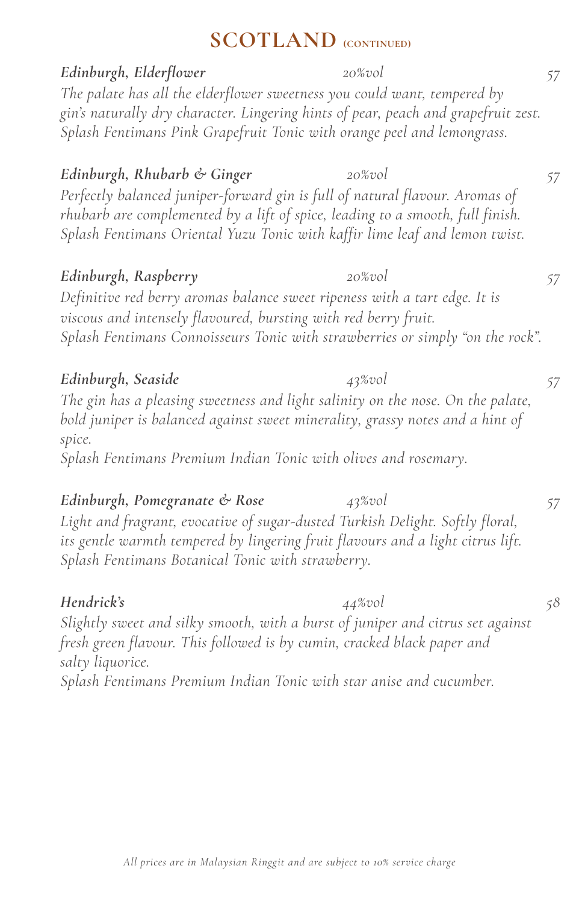## SCOTLAND (CONTINUED)

***Edinburgh, Elderflower*** *20%vol* *57*

*The palate has all the elderflower sweetness you could want, tempered by gin's naturally dry character. Lingering hints of pear, peach and grapefruit zest.*
*Splash Fentimans Pink Grapefruit Tonic with orange peel and lemongrass.*

***Edinburgh, Rhubarb & Ginger*** *20%vol* *57*

*Perfectly balanced juniper-forward gin is full of natural flavour. Aromas of rhubarb are complemented by a lift of spice, leading to a smooth, full finish.*
*Splash Fentimans Oriental Yuzu Tonic with kaffir lime leaf and lemon twist.*

***Edinburgh, Raspberry*** *20%vol* *57*

*Definitive red berry aromas balance sweet ripeness with a tart edge. It is viscous and intensely flavoured, bursting with red berry fruit.*
*Splash Fentimans Connoisseurs Tonic with strawberries or simply "on the rock".*

***Edinburgh, Seaside*** *43%vol* *57*

*The gin has a pleasing sweetness and light salinity on the nose. On the palate, bold juniper is balanced against sweet minerality, grassy notes and a hint of spice.*
*Splash Fentimans Premium Indian Tonic with olives and rosemary.*

***Edinburgh, Pomegranate & Rose*** *43%vol* *57*

*Light and fragrant, evocative of sugar-dusted Turkish Delight. Softly floral, its gentle warmth tempered by lingering fruit flavours and a light citrus lift.*
*Splash Fentimans Botanical Tonic with strawberry.*

***Hendrick's*** *44%vol* *58*

*Slightly sweet and silky smooth, with a burst of juniper and citrus set against fresh green flavour. This followed is by cumin, cracked black paper and salty liquorice.*
*Splash Fentimans Premium Indian Tonic with star anise and cucumber.*

*All prices are in Malaysian Ringgit and are subject to 10% service charge*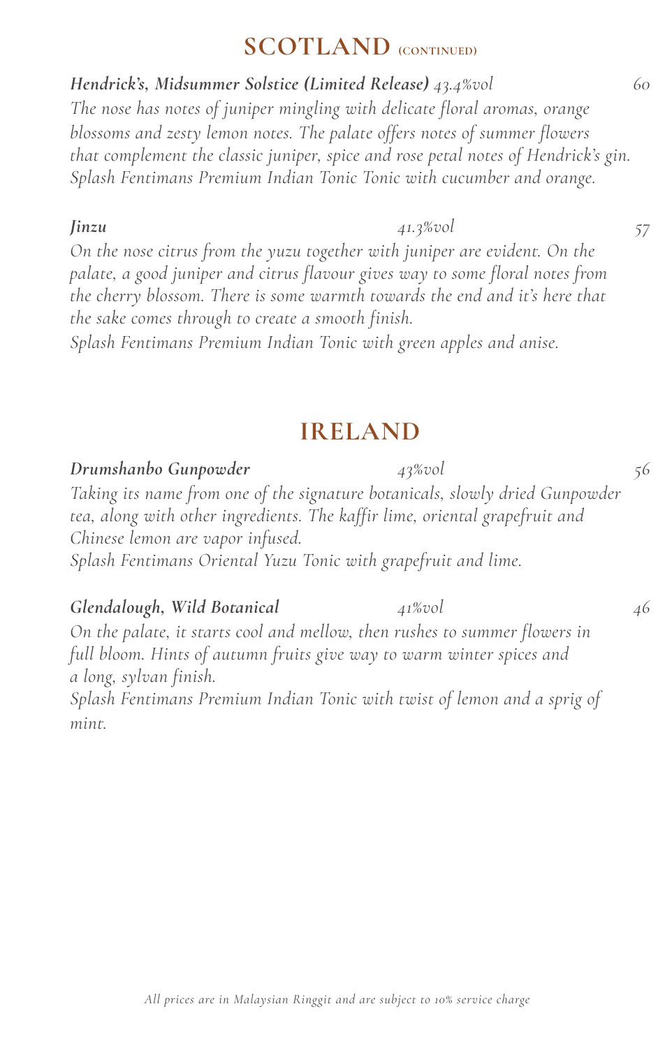## SCOTLAND (CONTINUED)

***Hendrick's, Midsummer Solstice (Limited Release)*** *43.4%vol* *60*

*The nose has notes of juniper mingling with delicate floral aromas, orange blossoms and zesty lemon notes. The palate offers notes of summer flowers that complement the classic juniper, spice and rose petal notes of Hendrick's gin. Splash Fentimans Premium Indian Tonic Tonic with cucumber and orange.*

***Jinzu*** *41.3%vol* *57*

*On the nose citrus from the yuzu together with juniper are evident. On the palate, a good juniper and citrus flavour gives way to some floral notes from the cherry blossom. There is some warmth towards the end and it's here that the sake comes through to create a smooth finish.*

*Splash Fentimans Premium Indian Tonic with green apples and anise.*

## IRELAND

***Drumshanbo Gunpowder*** *43%vol* *56*

*Taking its name from one of the signature botanicals, slowly dried Gunpowder tea, along with other ingredients. The kaffir lime, oriental grapefruit and Chinese lemon are vapor infused.*

*Splash Fentimans Oriental Yuzu Tonic with grapefruit and lime.*

***Glendalough, Wild Botanical*** *41%vol* *46*

*On the palate, it starts cool and mellow, then rushes to summer flowers in full bloom. Hints of autumn fruits give way to warm winter spices and a long, sylvan finish.*

*Splash Fentimans Premium Indian Tonic with twist of lemon and a sprig of mint.*

*All prices are in Malaysian Ringgit and are subject to 10% service charge*